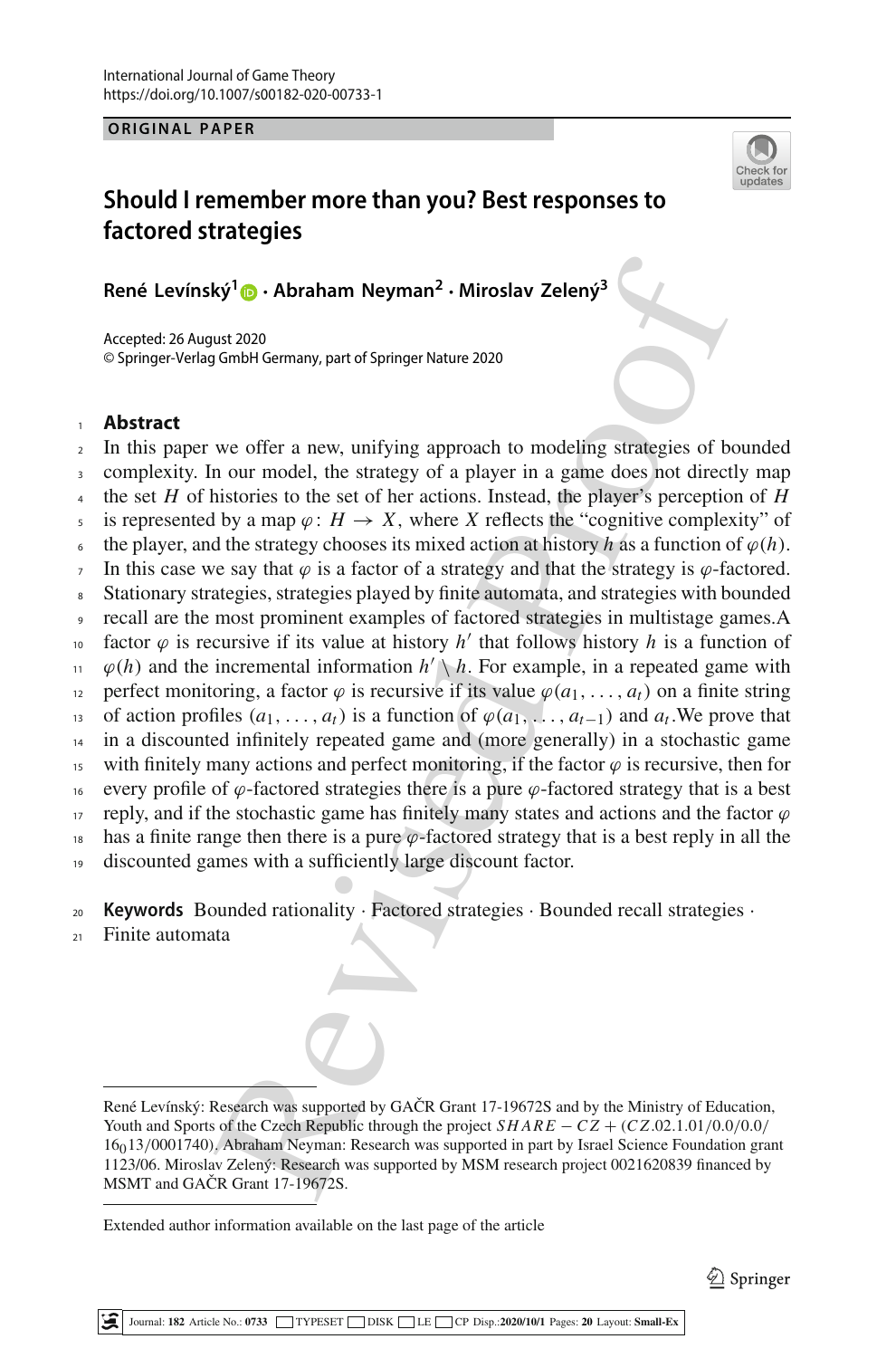ORIGINAL PAPER

# Should I remember more than you? Best responses to factored strategies

**René Levínský[1] · Abraham Neyman[2] · Miroslav Zelený[3]**

Accepted: 26 August 2020
© Springer-Verlag GmbH Germany, part of Springer Nature 2020

## Abstract

In this paper we offer a new, unifying approach to modeling strategies of bounded complexity. In our model, the strategy of a player in a game does not directly map the set $H$ of histories to the set of her actions. Instead, the player's perception of $H$ is represented by a map $\varphi\colon H \to X$, where $X$ reflects the "cognitive complexity" of the player, and the strategy chooses its mixed action at history $h$ as a function of $\varphi(h)$. In this case we say that $\varphi$ is a factor of a strategy and that the strategy is $\varphi$-factored. Stationary strategies, strategies played by finite automata, and strategies with bounded recall are the most prominent examples of factored strategies in multistage games.A factor $\varphi$ is recursive if its value at history $h'$ that follows history $h$ is a function of $\varphi(h)$ and the incremental information $h' \setminus h$. For example, in a repeated game with perfect monitoring, a factor $\varphi$ is recursive if its value $\varphi(a_1, \ldots, a_t)$ on a finite string of action profiles $(a_1, \ldots, a_t)$ is a function of $\varphi(a_1, \ldots, a_{t-1})$ and $a_t$.We prove that in a discounted infinitely repeated game and (more generally) in a stochastic game with finitely many actions and perfect monitoring, if the factor $\varphi$ is recursive, then for every profile of $\varphi$-factored strategies there is a pure $\varphi$-factored strategy that is a best reply, and if the stochastic game has finitely many states and actions and the factor $\varphi$ has a finite range then there is a pure $\varphi$-factored strategy that is a best reply in all the discounted games with a sufficiently large discount factor.

**Keywords** Bounded rationality · Factored strategies · Bounded recall strategies · Finite automata

---

René Levínský: Research was supported by GAČR Grant 17-19672S and by the Ministry of Education, Youth and Sports of the Czech Republic through the project $SHARE - CZ + (CZ.02.1.01/0.0/0.0/16_013/0001740)$. Abraham Neyman: Research was supported in part by Israel Science Foundation grant 1123/06. Miroslav Zelený: Research was supported by MSM research project 0021620839 financed by MSMT and GAČR Grant 17-19672S.

Extended author information available on the last page of the article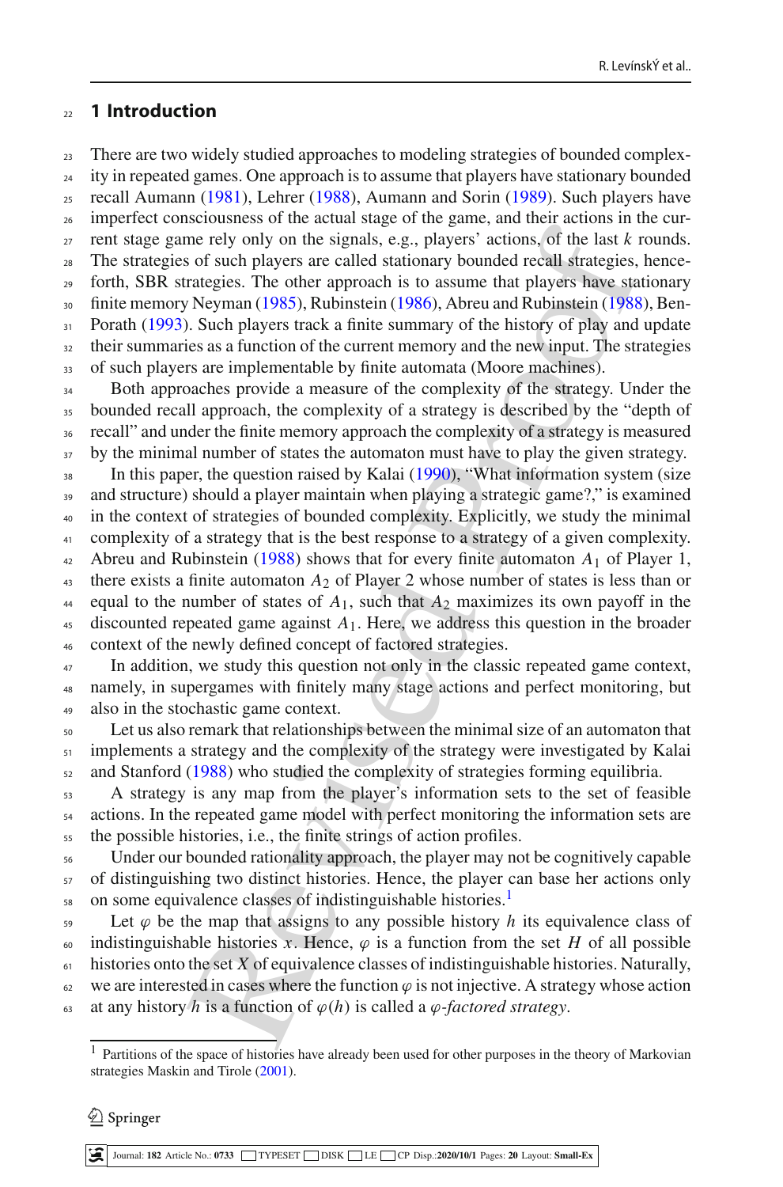# 1 Introduction

There are two widely studied approaches to modeling strategies of bounded complexity in repeated games. One approach is to assume that players have stationary bounded recall Aumann (1981), Lehrer (1988), Aumann and Sorin (1989). Such players have imperfect consciousness of the actual stage of the game, and their actions in the current stage game rely only on the signals, e.g., players' actions, of the last $k$ rounds. The strategies of such players are called stationary bounded recall strategies, henceforth, SBR strategies. The other approach is to assume that players have stationary finite memory Neyman (1985), Rubinstein (1986), Abreu and Rubinstein (1988), Ben-Porath (1993). Such players track a finite summary of the history of play and update their summaries as a function of the current memory and the new input. The strategies of such players are implementable by finite automata (Moore machines).

Both approaches provide a measure of the complexity of the strategy. Under the bounded recall approach, the complexity of a strategy is described by the "depth of recall" and under the finite memory approach the complexity of a strategy is measured by the minimal number of states the automaton must have to play the given strategy.

In this paper, the question raised by Kalai (1990), "What information system (size and structure) should a player maintain when playing a strategic game?," is examined in the context of strategies of bounded complexity. Explicitly, we study the minimal complexity of a strategy that is the best response to a strategy of a given complexity. Abreu and Rubinstein (1988) shows that for every finite automaton $A_1$ of Player 1, there exists a finite automaton $A_2$ of Player 2 whose number of states is less than or equal to the number of states of $A_1$, such that $A_2$ maximizes its own payoff in the discounted repeated game against $A_1$. Here, we address this question in the broader context of the newly defined concept of factored strategies.

In addition, we study this question not only in the classic repeated game context, namely, in supergames with finitely many stage actions and perfect monitoring, but also in the stochastic game context.

Let us also remark that relationships between the minimal size of an automaton that implements a strategy and the complexity of the strategy were investigated by Kalai and Stanford (1988) who studied the complexity of strategies forming equilibria.

A strategy is any map from the player's information sets to the set of feasible actions. In the repeated game model with perfect monitoring the information sets are the possible histories, i.e., the finite strings of action profiles.

Under our bounded rationality approach, the player may not be cognitively capable of distinguishing two distinct histories. Hence, the player can base her actions only on some equivalence classes of indistinguishable histories.[1]

Let $\varphi$ be the map that assigns to any possible history $h$ its equivalence class of indistinguishable histories $x$. Hence, $\varphi$ is a function from the set $H$ of all possible histories onto the set $X$ of equivalence classes of indistinguishable histories. Naturally, we are interested in cases where the function $\varphi$ is not injective. A strategy whose action at any history $h$ is a function of $\varphi(h)$ is called a *$\varphi$-factored strategy*.

[1] Partitions of the space of histories have already been used for other purposes in the theory of Markovian strategies Maskin and Tirole (2001).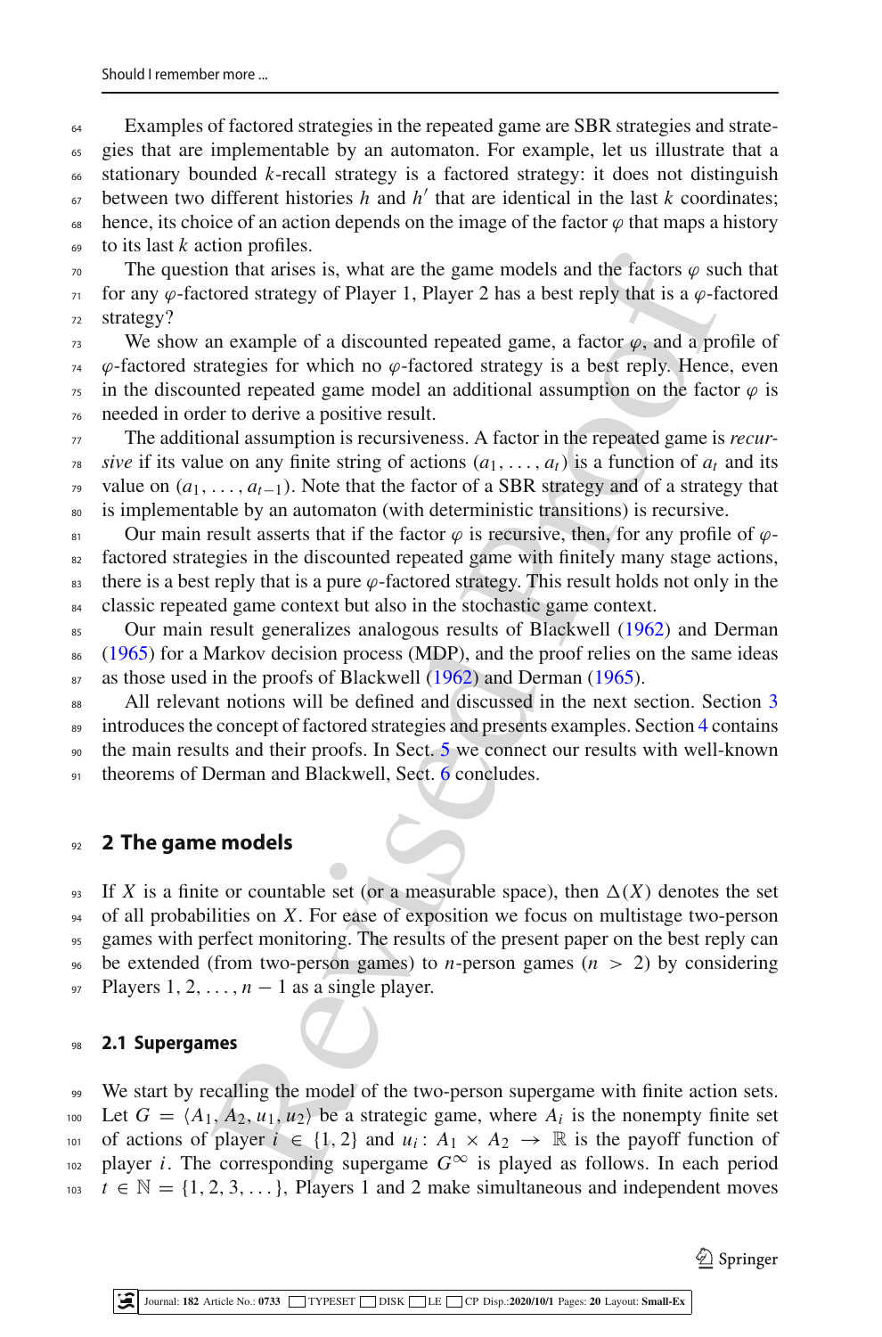Examples of factored strategies in the repeated game are SBR strategies and strategies that are implementable by an automaton. For example, let us illustrate that a stationary bounded $k$-recall strategy is a factored strategy: it does not distinguish between two different histories $h$ and $h'$ that are identical in the last $k$ coordinates; hence, its choice of an action depends on the image of the factor $\varphi$ that maps a history to its last $k$ action profiles.

The question that arises is, what are the game models and the factors $\varphi$ such that for any $\varphi$-factored strategy of Player 1, Player 2 has a best reply that is a $\varphi$-factored strategy?

We show an example of a discounted repeated game, a factor $\varphi$, and a profile of $\varphi$-factored strategies for which no $\varphi$-factored strategy is a best reply. Hence, even in the discounted repeated game model an additional assumption on the factor $\varphi$ is needed in order to derive a positive result.

The additional assumption is recursiveness. A factor in the repeated game is *recursive* if its value on any finite string of actions $(a_1, \ldots, a_t)$ is a function of $a_t$ and its value on $(a_1, \ldots, a_{t-1})$. Note that the factor of a SBR strategy and of a strategy that is implementable by an automaton (with deterministic transitions) is recursive.

Our main result asserts that if the factor $\varphi$ is recursive, then, for any profile of $\varphi$-factored strategies in the discounted repeated game with finitely many stage actions, there is a best reply that is a pure $\varphi$-factored strategy. This result holds not only in the classic repeated game context but also in the stochastic game context.

Our main result generalizes analogous results of Blackwell (1962) and Derman (1965) for a Markov decision process (MDP), and the proof relies on the same ideas as those used in the proofs of Blackwell (1962) and Derman (1965).

All relevant notions will be defined and discussed in the next section. Section 3 introduces the concept of factored strategies and presents examples. Section 4 contains the main results and their proofs. In Sect. 5 we connect our results with well-known theorems of Derman and Blackwell, Sect. 6 concludes.

## 2 The game models

If $X$ is a finite or countable set (or a measurable space), then $\Delta(X)$ denotes the set of all probabilities on $X$. For ease of exposition we focus on multistage two-person games with perfect monitoring. The results of the present paper on the best reply can be extended (from two-person games) to $n$-person games ($n > 2$) by considering Players $1, 2, \ldots, n-1$ as a single player.

### 2.1 Supergames

We start by recalling the model of the two-person supergame with finite action sets. Let $G = \langle A_1, A_2, u_1, u_2 \rangle$ be a strategic game, where $A_i$ is the nonempty finite set of actions of player $i \in \{1, 2\}$ and $u_i \colon A_1 \times A_2 \to \mathbb{R}$ is the payoff function of player $i$. The corresponding supergame $G^\infty$ is played as follows. In each period $t \in \mathbb{N} = \{1, 2, 3, \ldots\}$, Players 1 and 2 make simultaneous and independent moves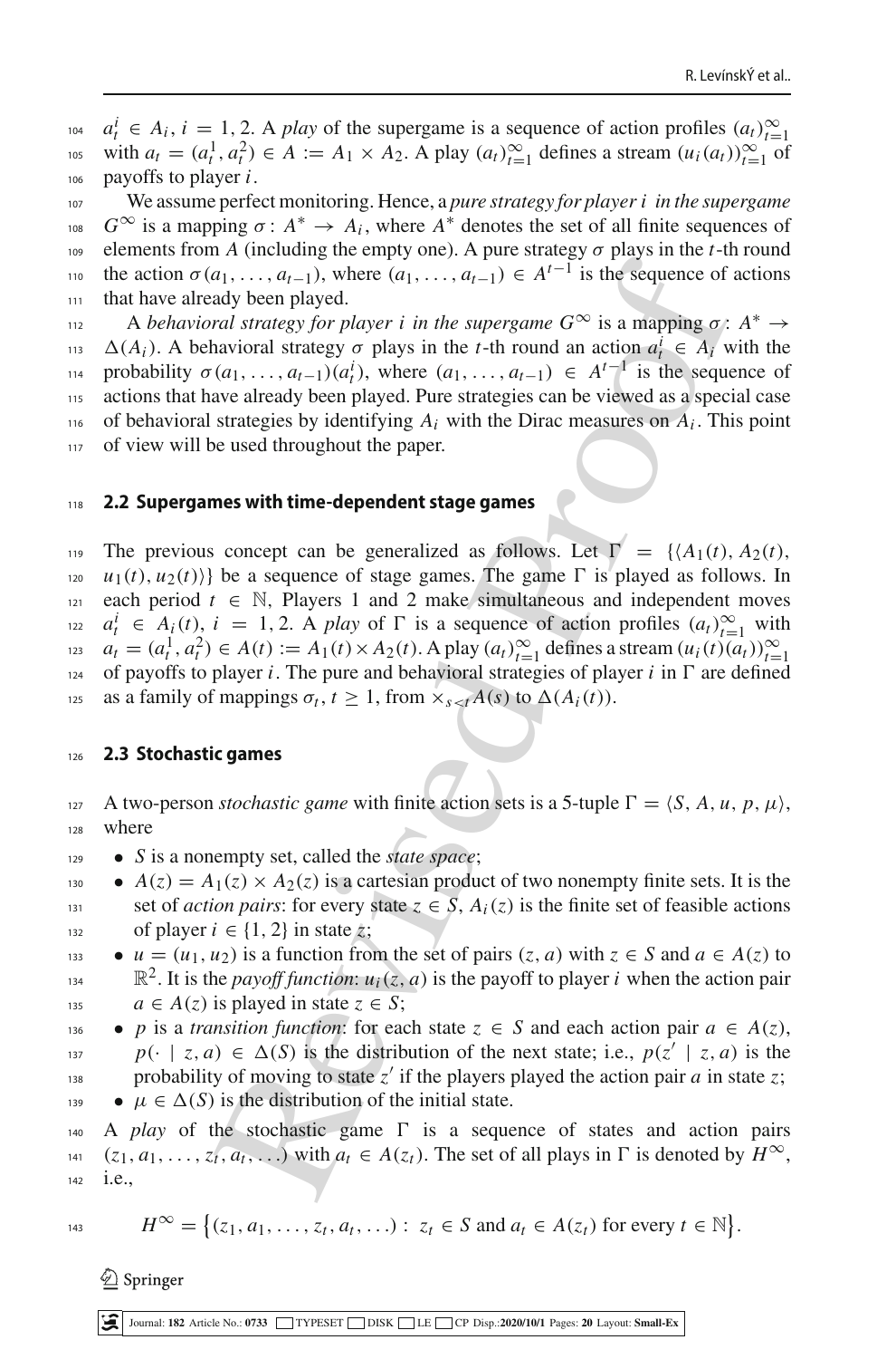$a_t^i \in A_i$, $i = 1, 2$. A *play* of the supergame is a sequence of action profiles $(a_t)_{t=1}^{\infty}$ with $a_t = (a_t^1, a_t^2) \in A := A_1 \times A_2$. A play $(a_t)_{t=1}^{\infty}$ defines a stream $(u_i(a_t))_{t=1}^{\infty}$ of payoffs to player $i$.

We assume perfect monitoring. Hence, a *pure strategy for player $i$ in the supergame* $G^{\infty}$ is a mapping $\sigma\colon A^* \to A_i$, where $A^*$ denotes the set of all finite sequences of elements from $A$ (including the empty one). A pure strategy $\sigma$ plays in the $t$-th round the action $\sigma(a_1, \ldots, a_{t-1})$, where $(a_1, \ldots, a_{t-1}) \in A^{t-1}$ is the sequence of actions that have already been played.

A *behavioral strategy for player $i$ in the supergame* $G^{\infty}$ is a mapping $\sigma\colon A^* \to \Delta(A_i)$. A behavioral strategy $\sigma$ plays in the $t$-th round an action $a_t^i \in A_i$ with the probability $\sigma(a_1, \ldots, a_{t-1})(a_t^i)$, where $(a_1, \ldots, a_{t-1}) \in A^{t-1}$ is the sequence of actions that have already been played. Pure strategies can be viewed as a special case of behavioral strategies by identifying $A_i$ with the Dirac measures on $A_i$. This point of view will be used throughout the paper.

## 2.2 Supergames with time-dependent stage games

The previous concept can be generalized as follows. Let $\Gamma = \{\langle A_1(t), A_2(t), u_1(t), u_2(t)\rangle\}$ be a sequence of stage games. The game $\Gamma$ is played as follows. In each period $t \in \mathbb{N}$, Players 1 and 2 make simultaneous and independent moves $a_t^i \in A_i(t)$, $i = 1, 2$. A *play* of $\Gamma$ is a sequence of action profiles $(a_t)_{t=1}^{\infty}$ with $a_t = (a_t^1, a_t^2) \in A(t) := A_1(t) \times A_2(t)$. A play $(a_t)_{t=1}^{\infty}$ defines a stream $(u_i(t)(a_t))_{t=1}^{\infty}$ of payoffs to player $i$. The pure and behavioral strategies of player $i$ in $\Gamma$ are defined as a family of mappings $\sigma_t$, $t \geq 1$, from $\times_{s<t} A(s)$ to $\Delta(A_i(t))$.

## 2.3 Stochastic games

A two-person *stochastic game* with finite action sets is a 5-tuple $\Gamma = \langle S, A, u, p, \mu\rangle$, where

- $S$ is a nonempty set, called the *state space*;
- $A(z) = A_1(z) \times A_2(z)$ is a cartesian product of two nonempty finite sets. It is the set of *action pairs*: for every state $z \in S$, $A_i(z)$ is the finite set of feasible actions of player $i \in \{1, 2\}$ in state $z$;
- $u = (u_1, u_2)$ is a function from the set of pairs $(z, a)$ with $z \in S$ and $a \in A(z)$ to $\mathbb{R}^2$. It is the *payoff function*: $u_i(z, a)$ is the payoff to player $i$ when the action pair $a \in A(z)$ is played in state $z \in S$;
- $p$ is a *transition function*: for each state $z \in S$ and each action pair $a \in A(z)$, $p(\cdot \mid z, a) \in \Delta(S)$ is the distribution of the next state; i.e., $p(z' \mid z, a)$ is the probability of moving to state $z'$ if the players played the action pair $a$ in state $z$;
- $\mu \in \Delta(S)$ is the distribution of the initial state.

A *play* of the stochastic game $\Gamma$ is a sequence of states and action pairs $(z_1, a_1, \ldots, z_t, a_t, \ldots)$ with $a_t \in A(z_t)$. The set of all plays in $\Gamma$ is denoted by $H^{\infty}$, i.e.,

$$H^{\infty} = \left\{(z_1, a_1, \ldots, z_t, a_t, \ldots) : \ z_t \in S \text{ and } a_t \in A(z_t) \text{ for every } t \in \mathbb{N}\right\}.$$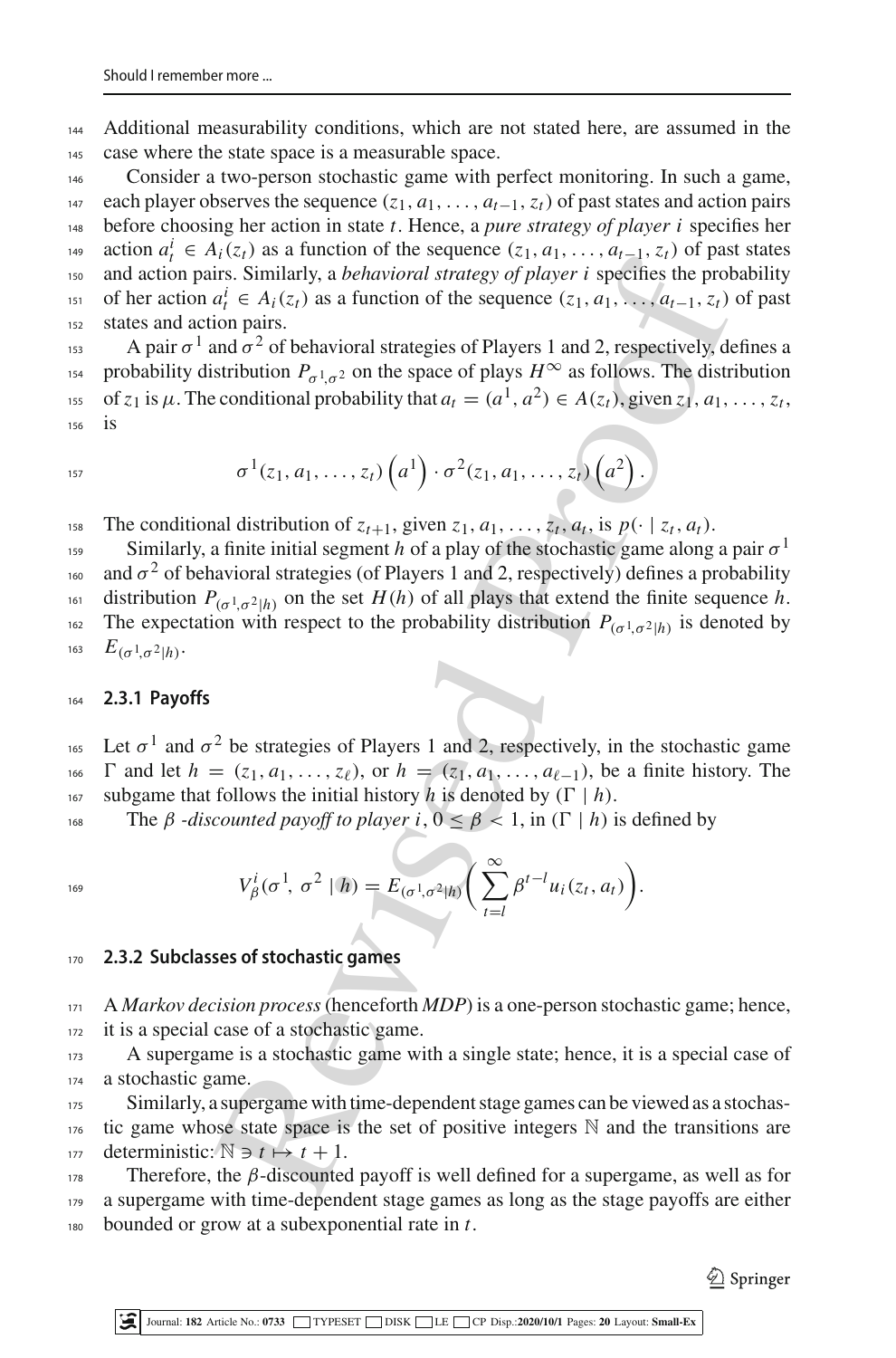Additional measurability conditions, which are not stated here, are assumed in the case where the state space is a measurable space.

Consider a two-person stochastic game with perfect monitoring. In such a game, each player observes the sequence $(z_1, a_1, \ldots, a_{t-1}, z_t)$ of past states and action pairs before choosing her action in state $t$. Hence, a *pure strategy of player $i$* specifies her action $a_t^i \in A_i(z_t)$ as a function of the sequence $(z_1, a_1, \ldots, a_{t-1}, z_t)$ of past states and action pairs. Similarly, a *behavioral strategy of player $i$* specifies the probability of her action $a_t^i \in A_i(z_t)$ as a function of the sequence $(z_1, a_1, \ldots, a_{t-1}, z_t)$ of past states and action pairs.

A pair $\sigma^1$ and $\sigma^2$ of behavioral strategies of Players 1 and 2, respectively, defines a probability distribution $P_{\sigma^1,\sigma^2}$ on the space of plays $H^\infty$ as follows. The distribution of $z_1$ is $\mu$. The conditional probability that $a_t = (a^1, a^2) \in A(z_t)$, given $z_1, a_1, \ldots, z_t$, is

$$\sigma^1(z_1, a_1, \ldots, z_t)\left(a^1\right) \cdot \sigma^2(z_1, a_1, \ldots, z_t)\left(a^2\right).$$

The conditional distribution of $z_{t+1}$, given $z_1, a_1, \ldots, z_t, a_t$, is $p(\cdot \mid z_t, a_t)$.

Similarly, a finite initial segment $h$ of a play of the stochastic game along a pair $\sigma^1$ and $\sigma^2$ of behavioral strategies (of Players 1 and 2, respectively) defines a probability distribution $P_{(\sigma^1,\sigma^2|h)}$ on the set $H(h)$ of all plays that extend the finite sequence $h$. The expectation with respect to the probability distribution $P_{(\sigma^1,\sigma^2|h)}$ is denoted by $E_{(\sigma^1,\sigma^2|h)}$.

### 2.3.1 Payoffs

Let $\sigma^1$ and $\sigma^2$ be strategies of Players 1 and 2, respectively, in the stochastic game $\Gamma$ and let $h = (z_1, a_1, \ldots, z_\ell)$, or $h = (z_1, a_1, \ldots, a_{\ell-1})$, be a finite history. The subgame that follows the initial history $h$ is denoted by $(\Gamma \mid h)$.

The $\beta$ *-discounted payoff to player $i$*, $0 \leq \beta < 1$, in $(\Gamma \mid h)$ is defined by

$$V_\beta^i(\sigma^1,\, \sigma^2 \mid h) = E_{(\sigma^1,\sigma^2|h)}\bigg(\sum_{t=l}^{\infty} \beta^{t-l} u_i(z_t, a_t)\bigg).$$

### 2.3.2 Subclasses of stochastic games

A *Markov decision process* (henceforth *MDP*) is a one-person stochastic game; hence, it is a special case of a stochastic game.

A supergame is a stochastic game with a single state; hence, it is a special case of a stochastic game.

Similarly, a supergame with time-dependent stage games can be viewed as a stochastic game whose state space is the set of positive integers $\mathbb{N}$ and the transitions are deterministic: $\mathbb{N} \ni t \mapsto t+1$.

Therefore, the $\beta$-discounted payoff is well defined for a supergame, as well as for a supergame with time-dependent stage games as long as the stage payoffs are either bounded or grow at a subexponential rate in $t$.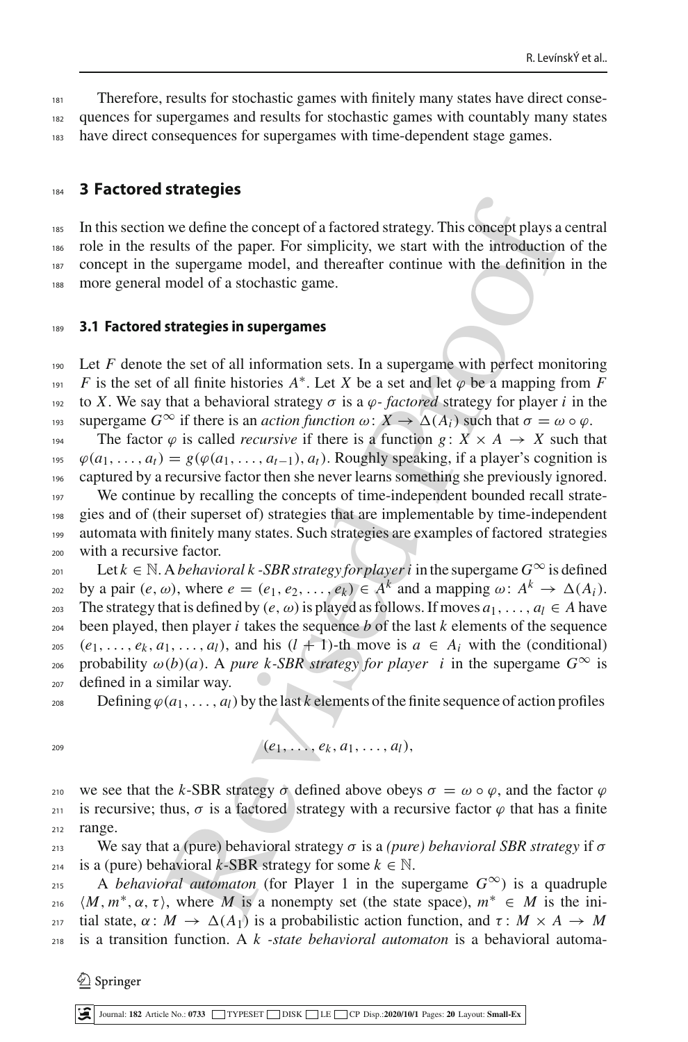Therefore, results for stochastic games with finitely many states have direct consequences for supergames and results for stochastic games with countably many states have direct consequences for supergames with time-dependent stage games.

## 3 Factored strategies

In this section we define the concept of a factored strategy. This concept plays a central role in the results of the paper. For simplicity, we start with the introduction of the concept in the supergame model, and thereafter continue with the definition in the more general model of a stochastic game.

### 3.1 Factored strategies in supergames

Let $F$ denote the set of all information sets. In a supergame with perfect monitoring $F$ is the set of all finite histories $A^*$. Let $X$ be a set and let $\varphi$ be a mapping from $F$ to $X$. We say that a behavioral strategy $\sigma$ is a $\varphi$*- factored* strategy for player $i$ in the supergame $G^\infty$ if there is an *action function* $\omega\colon X \to \Delta(A_i)$ such that $\sigma = \omega \circ \varphi$.

The factor $\varphi$ is called *recursive* if there is a function $g\colon X \times A \to X$ such that $\varphi(a_1, \ldots, a_t) = g(\varphi(a_1, \ldots, a_{t-1}), a_t)$. Roughly speaking, if a player's cognition is captured by a recursive factor then she never learns something she previously ignored.

We continue by recalling the concepts of time-independent bounded recall strategies and of (their superset of) strategies that are implementable by time-independent automata with finitely many states. Such strategies are examples of factored strategies with a recursive factor.

Let $k \in \mathbb{N}$. A *behavioral k -SBR strategy for player i* in the supergame $G^\infty$ is defined by a pair $(e, \omega)$, where $e = (e_1, e_2, \ldots, e_k) \in A^k$ and a mapping $\omega\colon A^k \to \Delta(A_i)$. The strategy that is defined by $(e, \omega)$ is played as follows. If moves $a_1, \ldots, a_l \in A$ have been played, then player $i$ takes the sequence $b$ of the last $k$ elements of the sequence $(e_1, \ldots, e_k, a_1, \ldots, a_l)$, and his $(l+1)$-th move is $a \in A_i$ with the (conditional) probability $\omega(b)(a)$. A *pure k-SBR strategy for player i* in the supergame $G^\infty$ is defined in a similar way.

Defining $\varphi(a_1, \ldots, a_l)$ by the last $k$ elements of the finite sequence of action profiles

$$(e_1, \ldots, e_k, a_1, \ldots, a_l),$$

we see that the $k$-SBR strategy $\sigma$ defined above obeys $\sigma = \omega \circ \varphi$, and the factor $\varphi$ is recursive; thus, $\sigma$ is a factored strategy with a recursive factor $\varphi$ that has a finite range.

We say that a (pure) behavioral strategy $\sigma$ is a *(pure) behavioral SBR strategy* if $\sigma$ is a (pure) behavioral $k$-SBR strategy for some $k \in \mathbb{N}$.

A *behavioral automaton* (for Player 1 in the supergame $G^\infty$) is a quadruple $\langle M, m^*, \alpha, \tau\rangle$, where $M$ is a nonempty set (the state space), $m^* \in M$ is the initial state, $\alpha\colon M \to \Delta(A_1)$ is a probabilistic action function, and $\tau\colon M \times A \to M$ is a transition function. A *k -state behavioral automaton* is a behavioral automa-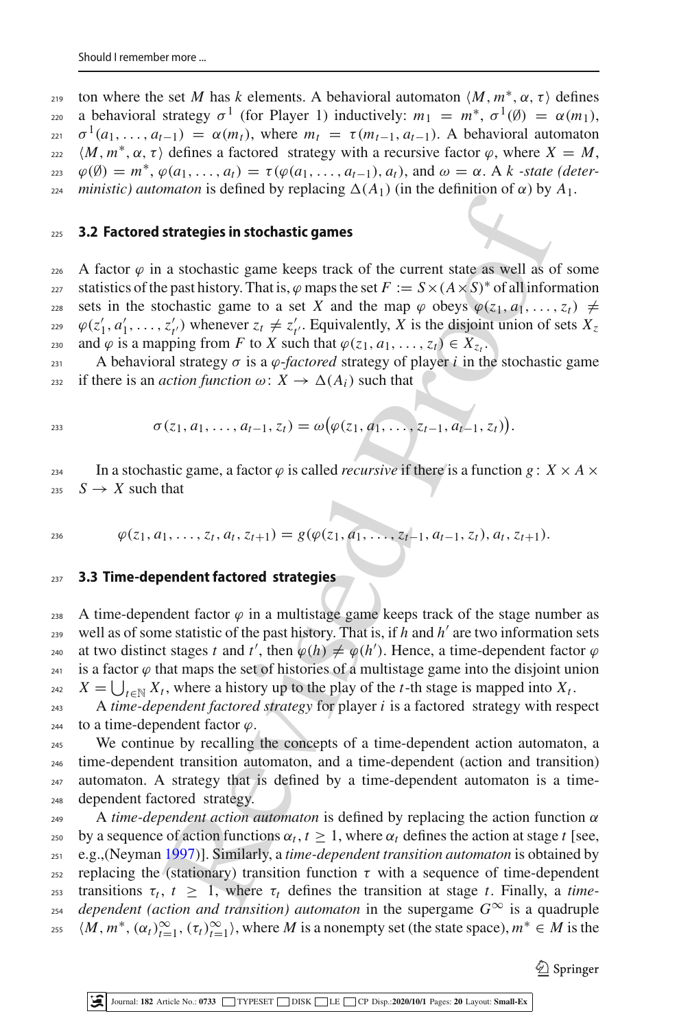ton where the set $M$ has $k$ elements. A behavioral automaton $\langle M, m^*, \alpha, \tau\rangle$ defines a behavioral strategy $\sigma^1$ (for Player 1) inductively: $m_1 = m^*$, $\sigma^1(\emptyset) = \alpha(m_1)$, $\sigma^1(a_1, \ldots, a_{t-1}) = \alpha(m_t)$, where $m_t = \tau(m_{t-1}, a_{t-1})$. A behavioral automaton $\langle M, m^*, \alpha, \tau\rangle$ defines a factored strategy with a recursive factor $\varphi$, where $X = M$, $\varphi(\emptyset) = m^*$, $\varphi(a_1, \ldots, a_t) = \tau(\varphi(a_1, \ldots, a_{t-1}), a_t)$, and $\omega = \alpha$. A *$k$-state (deterministic) automaton* is defined by replacing $\Delta(A_1)$ (in the definition of $\alpha$) by $A_1$.

### 3.2 Factored strategies in stochastic games

A factor $\varphi$ in a stochastic game keeps track of the current state as well as of some statistics of the past history. That is, $\varphi$ maps the set $F := S \times (A \times S)^*$ of all information sets in the stochastic game to a set $X$ and the map $\varphi$ obeys $\varphi(z_1, a_1, \ldots, z_t) \neq \varphi(z'_1, a'_1, \ldots, z'_{t'})$ whenever $z_t \neq z'_{t'}$. Equivalently, $X$ is the disjoint union of sets $X_z$ and $\varphi$ is a mapping from $F$ to $X$ such that $\varphi(z_1, a_1, \ldots, z_t) \in X_{z_t}$.

A behavioral strategy $\sigma$ is a *$\varphi$-factored* strategy of player $i$ in the stochastic game if there is an *action function* $\omega\colon X \to \Delta(A_i)$ such that

$$\sigma(z_1, a_1, \ldots, a_{t-1}, z_t) = \omega\big(\varphi(z_1, a_1, \ldots, z_{t-1}, a_{t-1}, z_t)\big).$$

In a stochastic game, a factor $\varphi$ is called *recursive* if there is a function $g\colon X \times A \times S \to X$ such that

$$\varphi(z_1, a_1, \ldots, z_t, a_t, z_{t+1}) = g(\varphi(z_1, a_1, \ldots, z_{t-1}, a_{t-1}, z_t), a_t, z_{t+1}).$$

### 3.3 Time-dependent factored strategies

A time-dependent factor $\varphi$ in a multistage game keeps track of the stage number as well as of some statistic of the past history. That is, if $h$ and $h'$ are two information sets at two distinct stages $t$ and $t'$, then $\varphi(h) \neq \varphi(h')$. Hence, a time-dependent factor $\varphi$ is a factor $\varphi$ that maps the set of histories of a multistage game into the disjoint union $X = \bigcup_{t\in\mathbb{N}} X_t$, where a history up to the play of the $t$-th stage is mapped into $X_t$.

A *time-dependent factored strategy* for player $i$ is a factored strategy with respect to a time-dependent factor $\varphi$.

We continue by recalling the concepts of a time-dependent action automaton, a time-dependent transition automaton, and a time-dependent (action and transition) automaton. A strategy that is defined by a time-dependent automaton is a time-dependent factored strategy.

A *time-dependent action automaton* is defined by replacing the action function $\alpha$ by a sequence of action functions $\alpha_t$, $t \geq 1$, where $\alpha_t$ defines the action at stage $t$ [see, e.g.,(Neyman 1997)]. Similarly, a *time-dependent transition automaton* is obtained by replacing the (stationary) transition function $\tau$ with a sequence of time-dependent transitions $\tau_t$, $t \geq 1$, where $\tau_t$ defines the transition at stage $t$. Finally, a *time-dependent (action and transition) automaton* in the supergame $G^\infty$ is a quadruple $\langle M, m^*, (\alpha_t)_{t=1}^\infty, (\tau_t)_{t=1}^\infty\rangle$, where $M$ is a nonempty set (the state space), $m^* \in M$ is the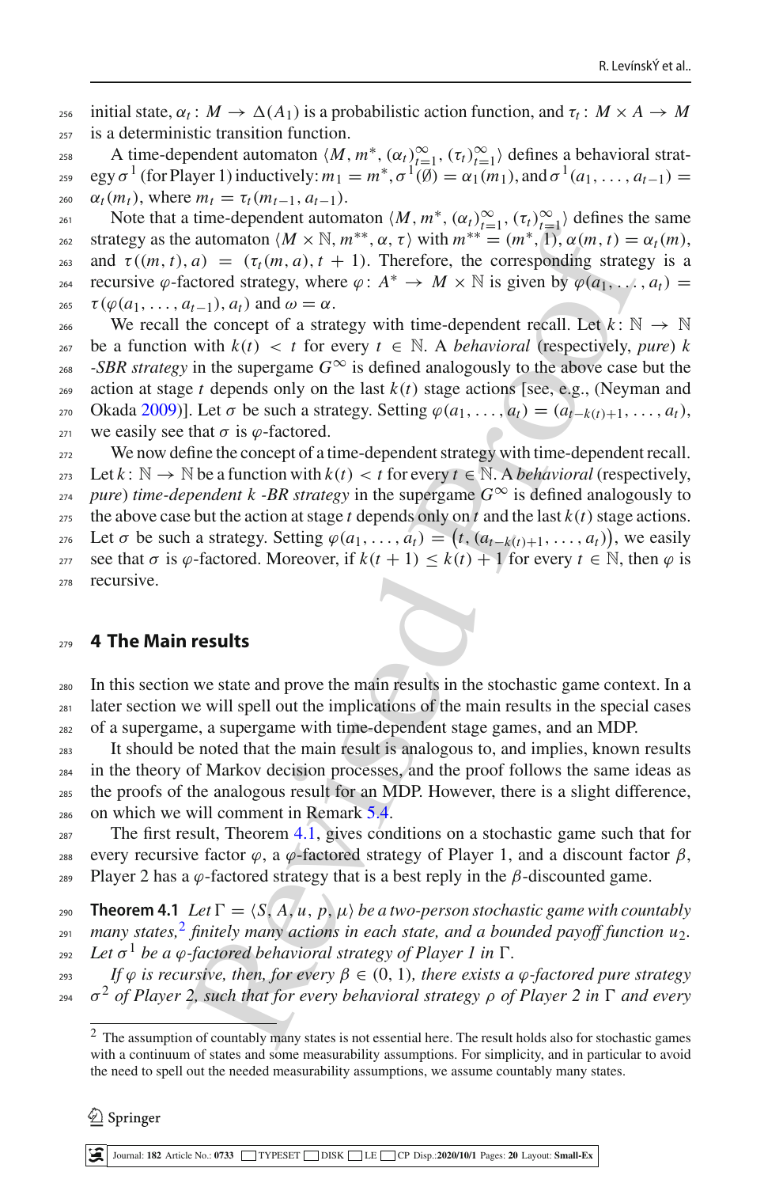initial state, $\alpha_t : M \to \Delta(A_1)$ is a probabilistic action function, and $\tau_t : M \times A \to M$ is a deterministic transition function.

A time-dependent automaton $\langle M, m^*, (\alpha_t)_{t=1}^{\infty}, (\tau_t)_{t=1}^{\infty} \rangle$ defines a behavioral strategy $\sigma^1$ (for Player 1) inductively: $m_1 = m^*, \sigma^1(\emptyset) = \alpha_1(m_1)$, and $\sigma^1(a_1, \ldots, a_{t-1}) = \alpha_t(m_t)$, where $m_t = \tau_t(m_{t-1}, a_{t-1})$.

Note that a time-dependent automaton $\langle M, m^*, (\alpha_t)_{t=1}^{\infty}, (\tau_t)_{t=1}^{\infty} \rangle$ defines the same strategy as the automaton $\langle M \times \mathbb{N}, m^{**}, \alpha, \tau \rangle$ with $m^{**} = (m^*, 1), \alpha(m, t) = \alpha_t(m)$, and $\tau((m, t), a) = (\tau_t(m, a), t + 1)$. Therefore, the corresponding strategy is a recursive $\varphi$-factored strategy, where $\varphi \colon A^* \to M \times \mathbb{N}$ is given by $\varphi(a_1, \ldots, a_t) = \tau(\varphi(a_1, \ldots, a_{t-1}), a_t)$ and $\omega = \alpha$.

We recall the concept of a strategy with time-dependent recall. Let $k \colon \mathbb{N} \to \mathbb{N}$ be a function with $k(t) < t$ for every $t \in \mathbb{N}$. A *behavioral* (respectively, *pure*) $k$*-SBR strategy* in the supergame $G^{\infty}$ is defined analogously to the above case but the action at stage $t$ depends only on the last $k(t)$ stage actions [see, e.g., (Neyman and Okada 2009)]. Let $\sigma$ be such a strategy. Setting $\varphi(a_1, \ldots, a_t) = (a_{t-k(t)+1}, \ldots, a_t)$, we easily see that $\sigma$ is $\varphi$-factored.

We now define the concept of a time-dependent strategy with time-dependent recall. Let $k \colon \mathbb{N} \to \mathbb{N}$ be a function with $k(t) < t$ for every $t \in \mathbb{N}$. A *behavioral* (respectively, *pure*) *time-dependent* $k$ *-BR strategy* in the supergame $G^{\infty}$ is defined analogously to the above case but the action at stage $t$ depends only on $t$ and the last $k(t)$ stage actions. Let $\sigma$ be such a strategy. Setting $\varphi(a_1, \ldots, a_t) = \big(t, (a_{t-k(t)+1}, \ldots, a_t)\big)$, we easily see that $\sigma$ is $\varphi$-factored. Moreover, if $k(t + 1) \leq k(t) + 1$ for every $t \in \mathbb{N}$, then $\varphi$ is recursive.

## 4 The Main results

In this section we state and prove the main results in the stochastic game context. In a later section we will spell out the implications of the main results in the special cases of a supergame, a supergame with time-dependent stage games, and an MDP.

It should be noted that the main result is analogous to, and implies, known results in the theory of Markov decision processes, and the proof follows the same ideas as the proofs of the analogous result for an MDP. However, there is a slight difference, on which we will comment in Remark 5.4.

The first result, Theorem 4.1, gives conditions on a stochastic game such that for every recursive factor $\varphi$, a $\varphi$-factored strategy of Player 1, and a discount factor $\beta$, Player 2 has a $\varphi$-factored strategy that is a best reply in the $\beta$-discounted game.

**Theorem 4.1** *Let $\Gamma = \langle S, A, u, p, \mu \rangle$ be a two-person stochastic game with countably many states,*[2] *finitely many actions in each state, and a bounded payoff function $u_2$. Let $\sigma^1$ be a $\varphi$-factored behavioral strategy of Player 1 in $\Gamma$.*

*If $\varphi$ is recursive, then, for every $\beta \in (0, 1)$, there exists a $\varphi$-factored pure strategy $\sigma^2$ of Player 2, such that for every behavioral strategy $\rho$ of Player 2 in $\Gamma$ and every*

[2] The assumption of countably many states is not essential here. The result holds also for stochastic games with a continuum of states and some measurability assumptions. For simplicity, and in particular to avoid the need to spell out the needed measurability assumptions, we assume countably many states.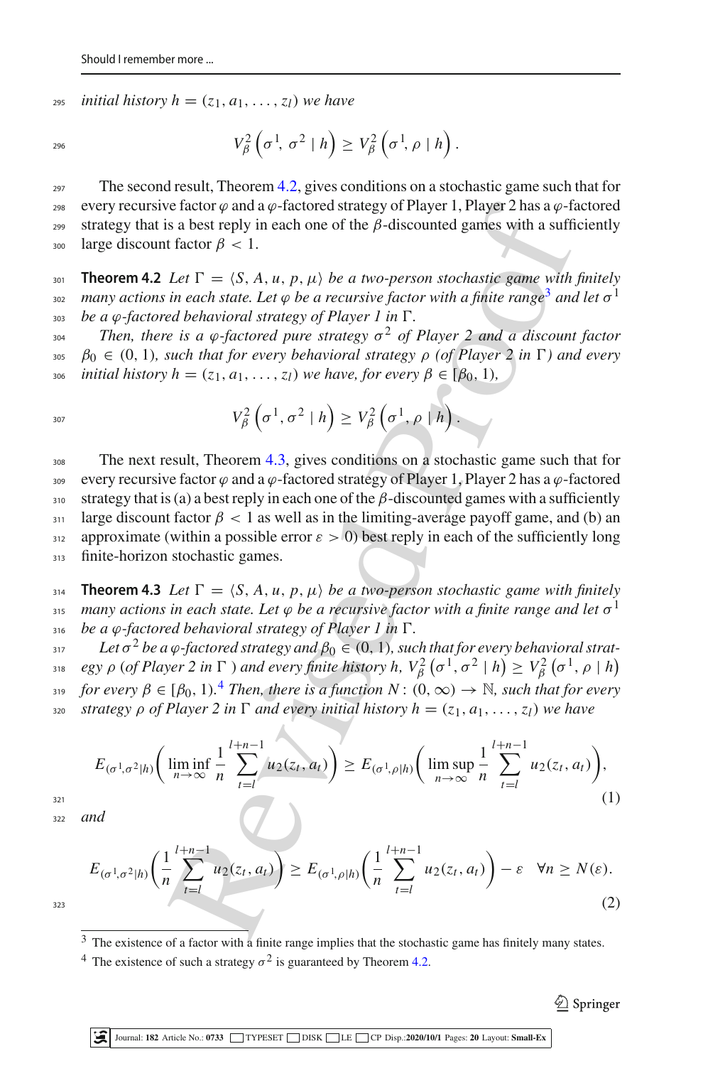*initial history $h = (z_1, a_1, \ldots, z_l)$ we have*

$$V_\beta^2\left(\sigma^1, \sigma^2 \mid h\right) \geq V_\beta^2\left(\sigma^1, \rho \mid h\right).$$

The second result, Theorem 4.2, gives conditions on a stochastic game such that for every recursive factor $\varphi$ and a $\varphi$-factored strategy of Player 1, Player 2 has a $\varphi$-factored strategy that is a best reply in each one of the $\beta$-discounted games with a sufficiently large discount factor $\beta < 1$.

**Theorem 4.2** *Let $\Gamma = \langle S, A, u, p, \mu \rangle$ be a two-person stochastic game with finitely many actions in each state. Let $\varphi$ be a recursive factor with a finite range[3] and let $\sigma^1$ be a $\varphi$-factored behavioral strategy of Player 1 in $\Gamma$.*

*Then, there is a $\varphi$-factored pure strategy $\sigma^2$ of Player 2 and a discount factor $\beta_0 \in (0, 1)$, such that for every behavioral strategy $\rho$ (of Player 2 in $\Gamma$) and every initial history $h = (z_1, a_1, \ldots, z_l)$ we have, for every $\beta \in [\beta_0, 1)$,*

$$V_\beta^2\left(\sigma^1, \sigma^2 \mid h\right) \geq V_\beta^2\left(\sigma^1, \rho \mid h\right).$$

The next result, Theorem 4.3, gives conditions on a stochastic game such that for every recursive factor $\varphi$ and a $\varphi$-factored strategy of Player 1, Player 2 has a $\varphi$-factored strategy that is (a) a best reply in each one of the $\beta$-discounted games with a sufficiently large discount factor $\beta < 1$ as well as in the limiting-average payoff game, and (b) an approximate (within a possible error $\varepsilon > 0$) best reply in each of the sufficiently long finite-horizon stochastic games.

**Theorem 4.3** *Let $\Gamma = \langle S, A, u, p, \mu \rangle$ be a two-person stochastic game with finitely many actions in each state. Let $\varphi$ be a recursive factor with a finite range and let $\sigma^1$ be a $\varphi$-factored behavioral strategy of Player 1 in $\Gamma$.*

*Let $\sigma^2$ be a $\varphi$-factored strategy and $\beta_0 \in (0, 1)$, such that for every behavioral strategy $\rho$ (of Player 2 in $\Gamma$ ) and every finite history $h$, $V_\beta^2\left(\sigma^1, \sigma^2 \mid h\right) \geq V_\beta^2\left(\sigma^1, \rho \mid h\right)$ for every $\beta \in [\beta_0, 1)$.[4] Then, there is a function $N\colon (0, \infty) \to \mathbb{N}$, such that for every strategy $\rho$ of Player 2 in $\Gamma$ and every initial history $h = (z_1, a_1, \ldots, z_l)$ we have*

$$E_{(\sigma^1,\sigma^2|h)}\left(\liminf_{n\to\infty} \frac{1}{n} \sum_{t=l}^{l+n-1} u_2(z_t, a_t)\right) \geq E_{(\sigma^1,\rho|h)}\left(\limsup_{n\to\infty} \frac{1}{n} \sum_{t=l}^{l+n-1} u_2(z_t, a_t)\right), \tag{1}$$

*and*

$$E_{(\sigma^1,\sigma^2|h)}\left(\frac{1}{n} \sum_{t=l}^{l+n-1} u_2(z_t, a_t)\right) \geq E_{(\sigma^1,\rho|h)}\left(\frac{1}{n} \sum_{t=l}^{l+n-1} u_2(z_t, a_t)\right) - \varepsilon \quad \forall n \geq N(\varepsilon). \tag{2}$$

[3] The existence of a factor with a finite range implies that the stochastic game has finitely many states.

[4] The existence of such a strategy $\sigma^2$ is guaranteed by Theorem 4.2.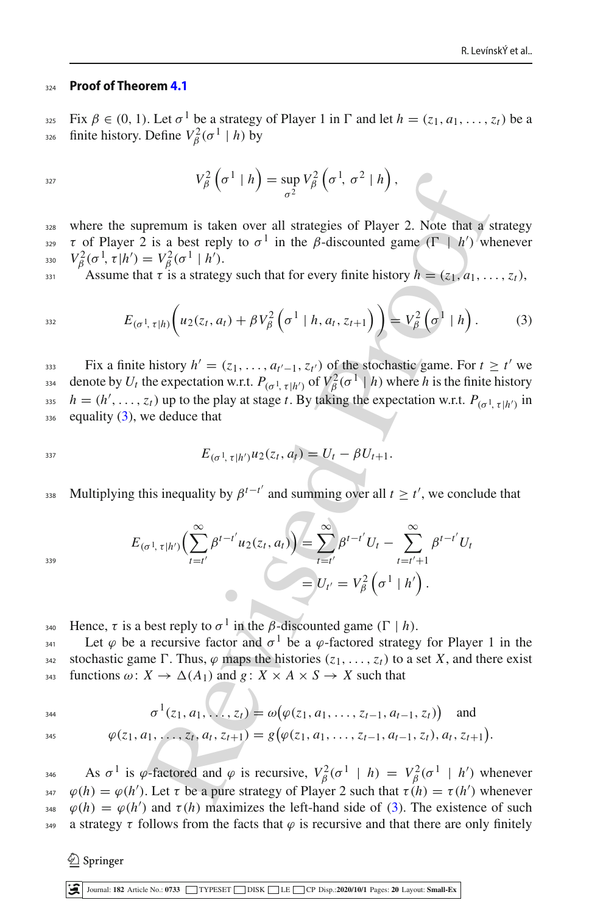**Proof of Theorem 4.1**

Fix $\beta \in (0, 1)$. Let $\sigma^1$ be a strategy of Player 1 in $\Gamma$ and let $h = (z_1, a_1, \ldots, z_t)$ be a finite history. Define $V_\beta^2(\sigma^1 \mid h)$ by

$$V_\beta^2\left(\sigma^1 \mid h\right) = \sup_{\sigma^2} V_\beta^2\left(\sigma^1, \sigma^2 \mid h\right),$$

where the supremum is taken over all strategies of Player 2. Note that a strategy $\tau$ of Player 2 is a best reply to $\sigma^1$ in the $\beta$-discounted game $(\Gamma \mid h')$ whenever $V_\beta^2(\sigma^1, \tau|h') = V_\beta^2(\sigma^1 \mid h')$.

Assume that $\tau$ is a strategy such that for every finite history $h = (z_1, a_1, \ldots, z_t)$,

$$E_{(\sigma^1,\, \tau|h)}\left(u_2(z_t, a_t) + \beta V_\beta^2\left(\sigma^1 \mid h, a_t, z_{t+1}\right)\right) = V_\beta^2\left(\sigma^1 \mid h\right). \tag{3}$$

Fix a finite history $h' = (z_1, \ldots, a_{t'-1}, z_{t'})$ of the stochastic game. For $t \geq t'$ we denote by $U_t$ the expectation w.r.t. $P_{(\sigma^1,\, \tau|h')}$ of $V_\beta^2(\sigma^1 \mid h)$ where $h$ is the finite history $h = (h', \ldots, z_t)$ up to the play at stage $t$. By taking the expectation w.r.t. $P_{(\sigma^1,\, \tau|h')}$ in equality (3), we deduce that

$$E_{(\sigma^1,\, \tau|h')} u_2(z_t, a_t) = U_t - \beta U_{t+1}.$$

Multiplying this inequality by $\beta^{t-t'}$ and summing over all $t \geq t'$, we conclude that

$$\begin{aligned} E_{(\sigma^1,\, \tau|h')}\Big(\sum_{t=t'}^{\infty} \beta^{t-t'} u_2(z_t, a_t)\Big) &= \sum_{t=t'}^{\infty} \beta^{t-t'} U_t - \sum_{t=t'+1}^{\infty} \beta^{t-t'} U_t \\ &= U_{t'} = V_\beta^2\left(\sigma^1 \mid h'\right). \end{aligned}$$

Hence, $\tau$ is a best reply to $\sigma^1$ in the $\beta$-discounted game $(\Gamma \mid h)$.

Let $\varphi$ be a recursive factor and $\sigma^1$ be a $\varphi$-factored strategy for Player 1 in the stochastic game $\Gamma$. Thus, $\varphi$ maps the histories $(z_1, \ldots, z_t)$ to a set $X$, and there exist functions $\omega\colon X \to \Delta(A_1)$ and $g\colon X \times A \times S \to X$ such that

$$\sigma^1(z_1, a_1, \ldots, z_t) = \omega\big(\varphi(z_1, a_1, \ldots, z_{t-1}, a_{t-1}, z_t)\big) \quad \text{and}$$

$$\varphi(z_1, a_1, \ldots, z_t, a_t, z_{t+1}) = g\big(\varphi(z_1, a_1, \ldots, z_{t-1}, a_{t-1}, z_t), a_t, z_{t+1}\big).$$

As $\sigma^1$ is $\varphi$-factored and $\varphi$ is recursive, $V_\beta^2(\sigma^1 \mid h) = V_\beta^2(\sigma^1 \mid h')$ whenever $\varphi(h) = \varphi(h')$. Let $\tau$ be a pure strategy of Player 2 such that $\tau(h) = \tau(h')$ whenever $\varphi(h) = \varphi(h')$ and $\tau(h)$ maximizes the left-hand side of (3). The existence of such a strategy $\tau$ follows from the facts that $\varphi$ is recursive and that there are only finitely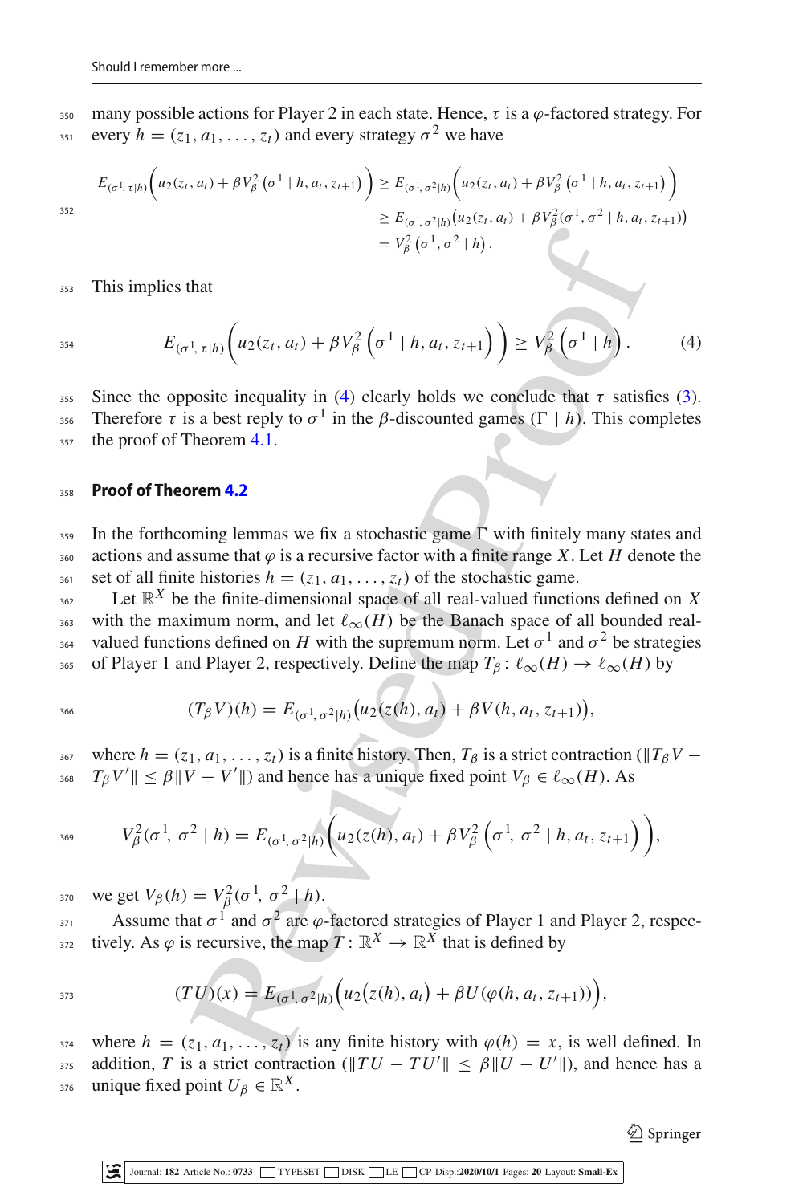many possible actions for Player 2 in each state. Hence, $\tau$ is a $\varphi$-factored strategy. For every $h = (z_1, a_1, \ldots, z_t)$ and every strategy $\sigma^2$ we have

$$
\begin{aligned}
E_{(\sigma^1, \tau|h)}\Big(u_2(z_t, a_t) + \beta V_\beta^2\left(\sigma^1 \mid h, a_t, z_{t+1}\right)\Big) &\geq E_{(\sigma^1, \sigma^2|h)}\Big(u_2(z_t, a_t) + \beta V_\beta^2\left(\sigma^1 \mid h, a_t, z_{t+1}\right)\Big) \\
&\geq E_{(\sigma^1, \sigma^2|h)}\big(u_2(z_t, a_t) + \beta V_\beta^2(\sigma^1, \sigma^2 \mid h, a_t, z_{t+1})\big) \\
&= V_\beta^2\left(\sigma^1, \sigma^2 \mid h\right).
\end{aligned}
$$

This implies that

$$
E_{(\sigma^1, \tau|h)}\Big(u_2(z_t, a_t) + \beta V_\beta^2\left(\sigma^1 \mid h, a_t, z_{t+1}\right)\Big) \geq V_\beta^2\left(\sigma^1 \mid h\right). \tag{4}
$$

Since the opposite inequality in (4) clearly holds we conclude that $\tau$ satisfies (3). Therefore $\tau$ is a best reply to $\sigma^1$ in the $\beta$-discounted games $(\Gamma \mid h)$. This completes the proof of Theorem 4.1.

**Proof of Theorem 4.2**

In the forthcoming lemmas we fix a stochastic game $\Gamma$ with finitely many states and actions and assume that $\varphi$ is a recursive factor with a finite range $X$. Let $H$ denote the set of all finite histories $h = (z_1, a_1, \ldots, z_t)$ of the stochastic game.

Let $\mathbb{R}^X$ be the finite-dimensional space of all real-valued functions defined on $X$ with the maximum norm, and let $\ell_\infty(H)$ be the Banach space of all bounded real-valued functions defined on $H$ with the supremum norm. Let $\sigma^1$ and $\sigma^2$ be strategies of Player 1 and Player 2, respectively. Define the map $T_\beta \colon \ell_\infty(H) \to \ell_\infty(H)$ by

$$
(T_\beta V)(h) = E_{(\sigma^1, \sigma^2|h)}\big(u_2(z(h), a_t) + \beta V(h, a_t, z_{t+1})\big),
$$

where $h = (z_1, a_1, \ldots, z_t)$ is a finite history. Then, $T_\beta$ is a strict contraction ($\|T_\beta V - T_\beta V'\| \leq \beta\|V - V'\|$) and hence has a unique fixed point $V_\beta \in \ell_\infty(H)$. As

$$
V_\beta^2(\sigma^1, \sigma^2 \mid h) = E_{(\sigma^1, \sigma^2|h)}\Big(u_2(z(h), a_t) + \beta V_\beta^2\left(\sigma^1, \sigma^2 \mid h, a_t, z_{t+1}\right)\Big),
$$

we get $V_\beta(h) = V_\beta^2(\sigma^1, \sigma^2 \mid h)$.

Assume that $\sigma^1$ and $\sigma^2$ are $\varphi$-factored strategies of Player 1 and Player 2, respectively. As $\varphi$ is recursive, the map $T \colon \mathbb{R}^X \to \mathbb{R}^X$ that is defined by

$$
(TU)(x) = E_{(\sigma^1, \sigma^2|h)}\Big(u_2\big(z(h), a_t\big) + \beta U(\varphi(h, a_t, z_{t+1}))\Big),
$$

where $h = (z_1, a_1, \ldots, z_t)$ is any finite history with $\varphi(h) = x$, is well defined. In addition, $T$ is a strict contraction ($\|TU - TU'\| \leq \beta\|U - U'\|$), and hence has a unique fixed point $U_\beta \in \mathbb{R}^X$.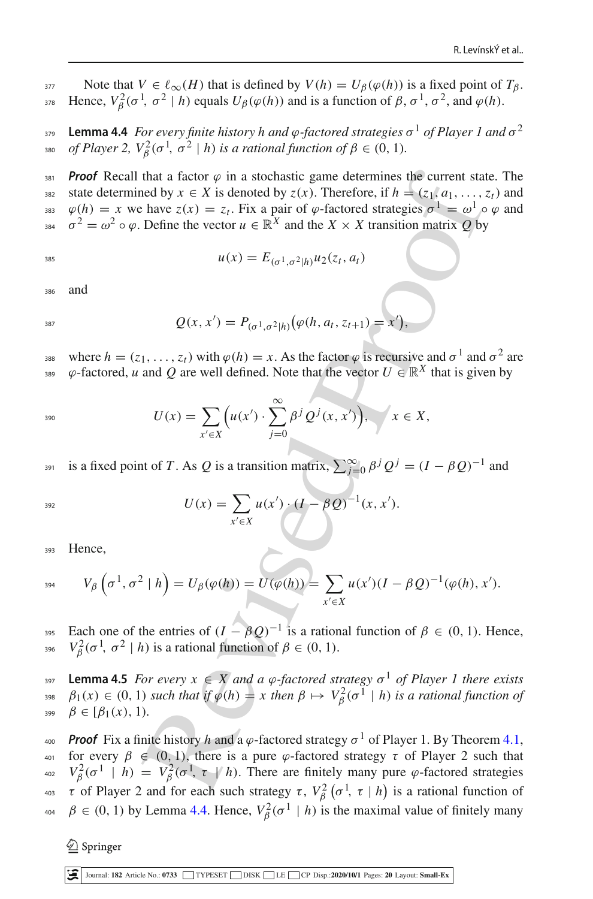Note that $V \in \ell_\infty(H)$ that is defined by $V(h) = U_\beta(\varphi(h))$ is a fixed point of $T_\beta$. Hence, $V^2_\beta(\sigma^1, \sigma^2 \mid h)$ equals $U_\beta(\varphi(h))$ and is a function of $\beta$, $\sigma^1$, $\sigma^2$, and $\varphi(h)$.

**Lemma 4.4** *For every finite history $h$ and $\varphi$-factored strategies $\sigma^1$ of Player 1 and $\sigma^2$ of Player 2, $V^2_\beta(\sigma^1, \sigma^2 \mid h)$ is a rational function of $\beta \in (0, 1)$.*

***Proof*** Recall that a factor $\varphi$ in a stochastic game determines the current state. The state determined by $x \in X$ is denoted by $z(x)$. Therefore, if $h = (z_1, a_1, \ldots, z_t)$ and $\varphi(h) = x$ we have $z(x) = z_t$. Fix a pair of $\varphi$-factored strategies $\sigma^1 = \omega^1 \circ \varphi$ and $\sigma^2 = \omega^2 \circ \varphi$. Define the vector $u \in \mathbb{R}^X$ and the $X \times X$ transition matrix $Q$ by

$$u(x) = E_{(\sigma^1, \sigma^2 | h)} u_2(z_t, a_t)$$

and

$$Q(x, x') = P_{(\sigma^1, \sigma^2 | h)}\big(\varphi(h, a_t, z_{t+1}) = x'\big),$$

where $h = (z_1, \ldots, z_t)$ with $\varphi(h) = x$. As the factor $\varphi$ is recursive and $\sigma^1$ and $\sigma^2$ are $\varphi$-factored, $u$ and $Q$ are well defined. Note that the vector $U \in \mathbb{R}^X$ that is given by

$$U(x) = \sum_{x' \in X} \Big( u(x') \cdot \sum_{j=0}^{\infty} \beta^j Q^j(x, x') \Big), \qquad x \in X,$$

is a fixed point of $T$. As $Q$ is a transition matrix, $\sum_{j=0}^{\infty} \beta^j Q^j = (I - \beta Q)^{-1}$ and

$$U(x) = \sum_{x' \in X} u(x') \cdot (I - \beta Q)^{-1}(x, x').$$

Hence,

$$V_\beta\left(\sigma^1, \sigma^2 \mid h\right) = U_\beta(\varphi(h)) = U(\varphi(h)) = \sum_{x' \in X} u(x')(I - \beta Q)^{-1}(\varphi(h), x').$$

Each one of the entries of $(I - \beta Q)^{-1}$ is a rational function of $\beta \in (0, 1)$. Hence, $V^2_\beta(\sigma^1, \sigma^2 \mid h)$ is a rational function of $\beta \in (0, 1)$.

**Lemma 4.5** *For every $x \in X$ and a $\varphi$-factored strategy $\sigma^1$ of Player 1 there exists $\beta_1(x) \in (0, 1)$ such that if $\varphi(h) = x$ then $\beta \mapsto V^2_\beta(\sigma^1 \mid h)$ is a rational function of $\beta \in [\beta_1(x), 1)$.*

***Proof*** Fix a finite history $h$ and a $\varphi$-factored strategy $\sigma^1$ of Player 1. By Theorem 4.1, for every $\beta \in (0, 1)$, there is a pure $\varphi$-factored strategy $\tau$ of Player 2 such that $V^2_\beta(\sigma^1 \mid h) = V^2_\beta(\sigma^1, \tau \mid h)$. There are finitely many pure $\varphi$-factored strategies $\tau$ of Player 2 and for each such strategy $\tau$, $V^2_\beta\left(\sigma^1, \tau \mid h\right)$ is a rational function of $\beta \in (0, 1)$ by Lemma 4.4. Hence, $V^2_\beta(\sigma^1 \mid h)$ is the maximal value of finitely many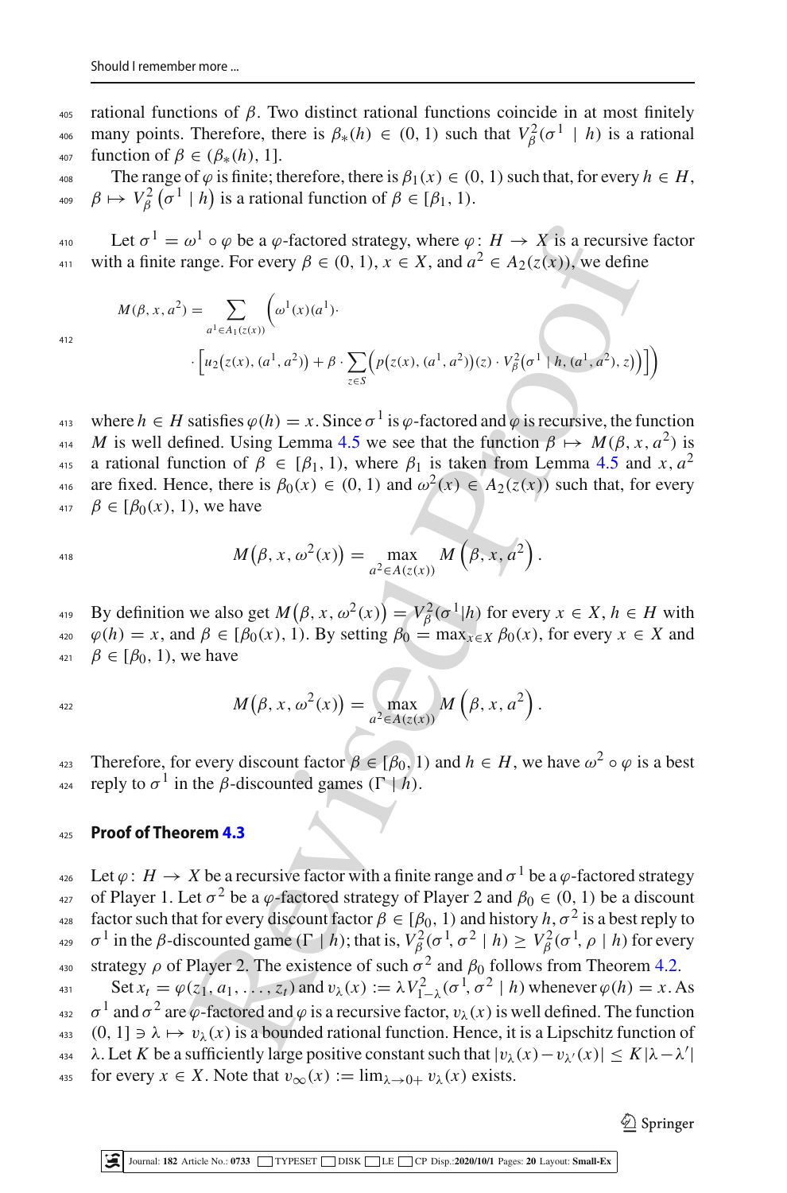rational functions of $\beta$. Two distinct rational functions coincide in at most finitely many points. Therefore, there is $\beta_*(h) \in (0,1)$ such that $V^2_\beta(\sigma^1 \mid h)$ is a rational function of $\beta \in (\beta_*(h), 1]$.

The range of $\varphi$ is finite; therefore, there is $\beta_1(x) \in (0,1)$ such that, for every $h \in H$, $\beta \mapsto V^2_\beta\left(\sigma^1 \mid h\right)$ is a rational function of $\beta \in [\beta_1, 1)$.

Let $\sigma^1 = \omega^1 \circ \varphi$ be a $\varphi$-factored strategy, where $\varphi \colon H \to X$ is a recursive factor with a finite range. For every $\beta \in (0,1)$, $x \in X$, and $a^2 \in A_2(z(x))$, we define

$$M(\beta, x, a^2) = \sum_{a^1 \in A_1(z(x))} \Big( \omega^1(x)(a^1) \cdot \Big[ u_2\big(z(x), (a^1, a^2)\big) + \beta \cdot \sum_{z \in S} \Big( p\big(z(x), (a^1, a^2)\big)(z) \cdot V^2_\beta\big(\sigma^1 \mid h, (a^1, a^2), z\big)\Big)\Big]\Big)$$

where $h \in H$ satisfies $\varphi(h) = x$. Since $\sigma^1$ is $\varphi$-factored and $\varphi$ is recursive, the function $M$ is well defined. Using Lemma 4.5 we see that the function $\beta \mapsto M(\beta, x, a^2)$ is a rational function of $\beta \in [\beta_1, 1)$, where $\beta_1$ is taken from Lemma 4.5 and $x, a^2$ are fixed. Hence, there is $\beta_0(x) \in (0,1)$ and $\omega^2(x) \in A_2(z(x))$ such that, for every $\beta \in [\beta_0(x), 1)$, we have

$$M\big(\beta, x, \omega^2(x)\big) = \max_{a^2 \in A(z(x))} M\left(\beta, x, a^2\right).$$

By definition we also get $M\big(\beta, x, \omega^2(x)\big) = V^2_\beta(\sigma^1 | h)$ for every $x \in X$, $h \in H$ with $\varphi(h) = x$, and $\beta \in [\beta_0(x), 1)$. By setting $\beta_0 = \max_{x \in X} \beta_0(x)$, for every $x \in X$ and $\beta \in [\beta_0, 1)$, we have

$$M\big(\beta, x, \omega^2(x)\big) = \max_{a^2 \in A(z(x))} M\left(\beta, x, a^2\right).$$

Therefore, for every discount factor $\beta \in [\beta_0, 1)$ and $h \in H$, we have $\omega^2 \circ \varphi$ is a best reply to $\sigma^1$ in the $\beta$-discounted games $(\Gamma \mid h)$.

## Proof of Theorem 4.3

Let $\varphi \colon H \to X$ be a recursive factor with a finite range and $\sigma^1$ be a $\varphi$-factored strategy of Player 1. Let $\sigma^2$ be a $\varphi$-factored strategy of Player 2 and $\beta_0 \in (0,1)$ be a discount factor such that for every discount factor $\beta \in [\beta_0, 1)$ and history $h$, $\sigma^2$ is a best reply to $\sigma^1$ in the $\beta$-discounted game $(\Gamma \mid h)$; that is, $V^2_\beta(\sigma^1, \sigma^2 \mid h) \geq V^2_\beta(\sigma^1, \rho \mid h)$ for every strategy $\rho$ of Player 2. The existence of such $\sigma^2$ and $\beta_0$ follows from Theorem 4.2.

Set $x_t = \varphi(z_1, a_1, \ldots, z_t)$ and $v_\lambda(x) := \lambda V^2_{1-\lambda}(\sigma^1, \sigma^2 \mid h)$ whenever $\varphi(h) = x$. As $\sigma^1$ and $\sigma^2$ are $\varphi$-factored and $\varphi$ is a recursive factor, $v_\lambda(x)$ is well defined. The function $(0, 1] \ni \lambda \mapsto v_\lambda(x)$ is a bounded rational function. Hence, it is a Lipschitz function of $\lambda$. Let $K$ be a sufficiently large positive constant such that $|v_\lambda(x) - v_{\lambda'}(x)| \leq K|\lambda - \lambda'|$ for every $x \in X$. Note that $v_\infty(x) := \lim_{\lambda \to 0+} v_\lambda(x)$ exists.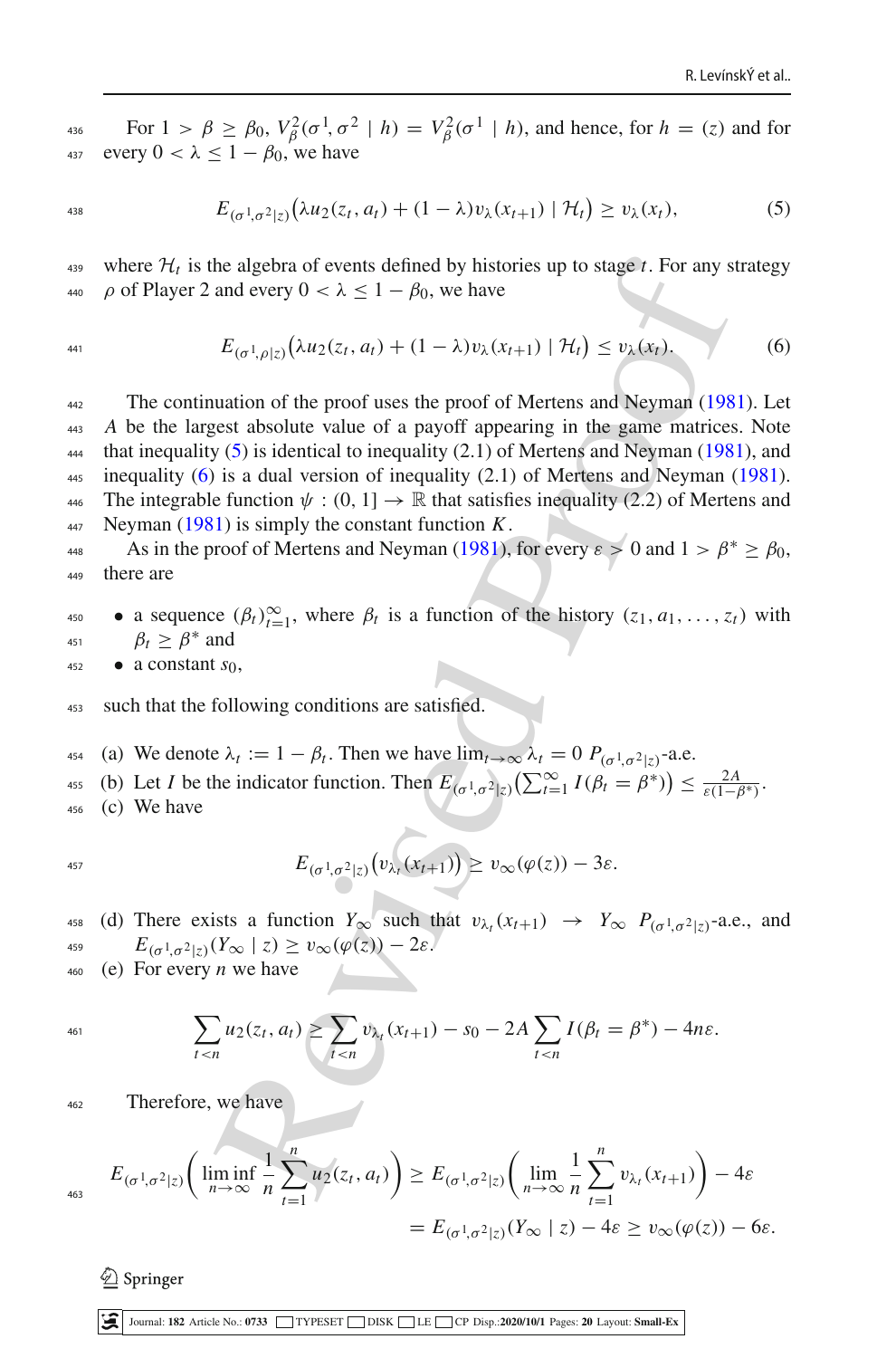For $1 > \beta \geq \beta_0$, $V_\beta^2(\sigma^1, \sigma^2 \mid h) = V_\beta^2(\sigma^1 \mid h)$, and hence, for $h = (z)$ and for every $0 < \lambda \leq 1 - \beta_0$, we have

$$E_{(\sigma^1,\sigma^2|z)}\big(\lambda u_2(z_t, a_t) + (1-\lambda)v_\lambda(x_{t+1}) \mid \mathcal{H}_t\big) \geq v_\lambda(x_t), \tag{5}$$

where $\mathcal{H}_t$ is the algebra of events defined by histories up to stage $t$. For any strategy $\rho$ of Player 2 and every $0 < \lambda \leq 1 - \beta_0$, we have

$$E_{(\sigma^1,\rho|z)}\big(\lambda u_2(z_t, a_t) + (1-\lambda)v_\lambda(x_{t+1}) \mid \mathcal{H}_t\big) \leq v_\lambda(x_t). \tag{6}$$

The continuation of the proof uses the proof of Mertens and Neyman (1981). Let $A$ be the largest absolute value of a payoff appearing in the game matrices. Note that inequality (5) is identical to inequality (2.1) of Mertens and Neyman (1981), and inequality (6) is a dual version of inequality (2.1) of Mertens and Neyman (1981). The integrable function $\psi : (0, 1] \to \mathbb{R}$ that satisfies inequality (2.2) of Mertens and Neyman (1981) is simply the constant function $K$.

As in the proof of Mertens and Neyman (1981), for every $\varepsilon > 0$ and $1 > \beta^* \geq \beta_0$, there are

- a sequence $(\beta_t)_{t=1}^\infty$, where $\beta_t$ is a function of the history $(z_1, a_1, \ldots, z_t)$ with $\beta_t \geq \beta^*$ and
- a constant $s_0$,

such that the following conditions are satisfied.

(a) We denote $\lambda_t := 1 - \beta_t$. Then we have $\lim_{t\to\infty} \lambda_t = 0$ $P_{(\sigma^1,\sigma^2|z)}$-a.e.

(b) Let $I$ be the indicator function. Then $E_{(\sigma^1,\sigma^2|z)}\big(\sum_{t=1}^\infty I(\beta_t = \beta^*)\big) \leq \frac{2A}{\varepsilon(1-\beta^*)}$.

(c) We have

$$E_{(\sigma^1,\sigma^2|z)}\big(v_{\lambda_t}(x_{t+1})\big) \geq v_\infty(\varphi(z)) - 3\varepsilon.$$

(d) There exists a function $Y_\infty$ such that $v_{\lambda_t}(x_{t+1}) \to Y_\infty$ $P_{(\sigma^1,\sigma^2|z)}$-a.e., and $E_{(\sigma^1,\sigma^2|z)}(Y_\infty \mid z) \geq v_\infty(\varphi(z)) - 2\varepsilon$.

(e) For every $n$ we have

$$\sum_{t<n} u_2(z_t, a_t) \geq \sum_{t<n} v_{\lambda_t}(x_{t+1}) - s_0 - 2A \sum_{t<n} I(\beta_t = \beta^*) - 4n\varepsilon.$$

Therefore, we have

$$\begin{aligned}
E_{(\sigma^1,\sigma^2|z)}\left(\liminf_{n\to\infty} \frac{1}{n}\sum_{t=1}^n u_2(z_t, a_t)\right) &\geq E_{(\sigma^1,\sigma^2|z)}\left(\lim_{n\to\infty} \frac{1}{n}\sum_{t=1}^n v_{\lambda_t}(x_{t+1})\right) - 4\varepsilon \\
&= E_{(\sigma^1,\sigma^2|z)}(Y_\infty \mid z) - 4\varepsilon \geq v_\infty(\varphi(z)) - 6\varepsilon.
\end{aligned}$$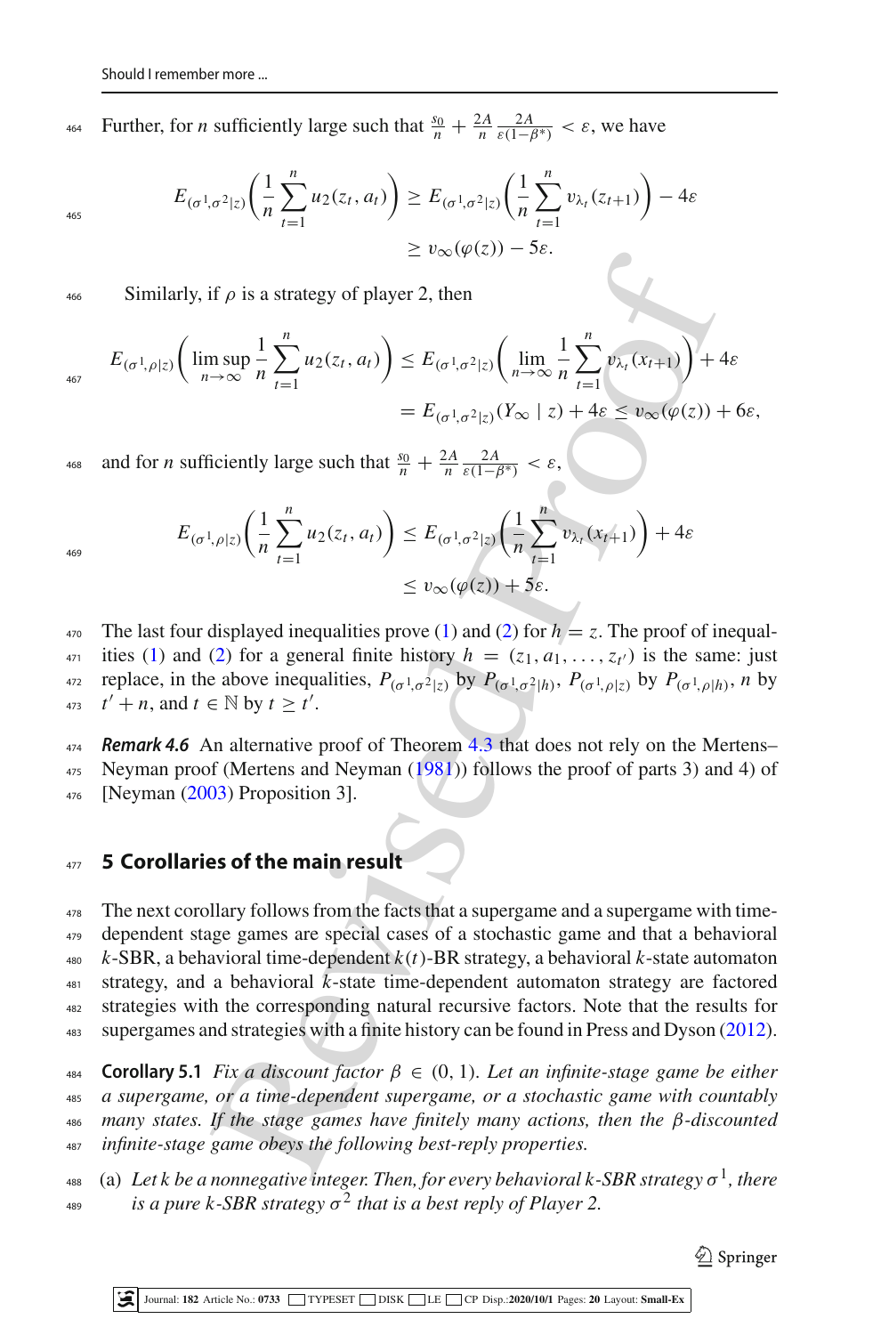Further, for $n$ sufficiently large such that $\frac{s_0}{n} + \frac{2A}{n}\frac{2A}{\varepsilon(1-\beta^*)} < \varepsilon$, we have

$$E_{(\sigma^1,\sigma^2|z)}\left(\frac{1}{n}\sum_{t=1}^{n} u_2(z_t,a_t)\right) \geq E_{(\sigma^1,\sigma^2|z)}\left(\frac{1}{n}\sum_{t=1}^{n} v_{\lambda_t}(z_{t+1})\right) - 4\varepsilon$$
$$\geq v_\infty(\varphi(z)) - 5\varepsilon.$$

Similarly, if $\rho$ is a strategy of player 2, then

$$E_{(\sigma^1,\rho|z)}\left(\limsup_{n\to\infty}\frac{1}{n}\sum_{t=1}^{n} u_2(z_t,a_t)\right) \leq E_{(\sigma^1,\sigma^2|z)}\left(\lim_{n\to\infty}\frac{1}{n}\sum_{t=1}^{n} v_{\lambda_t}(x_{t+1})\right) + 4\varepsilon$$
$$= E_{(\sigma^1,\sigma^2|z)}(Y_\infty \mid z) + 4\varepsilon \leq v_\infty(\varphi(z)) + 6\varepsilon,$$

and for $n$ sufficiently large such that $\frac{s_0}{n} + \frac{2A}{n}\frac{2A}{\varepsilon(1-\beta^*)} < \varepsilon$,

$$E_{(\sigma^1,\rho|z)}\left(\frac{1}{n}\sum_{t=1}^{n} u_2(z_t,a_t)\right) \leq E_{(\sigma^1,\sigma^2|z)}\left(\frac{1}{n}\sum_{t=1}^{n} v_{\lambda_t}(x_{t+1})\right) + 4\varepsilon$$
$$\leq v_\infty(\varphi(z)) + 5\varepsilon.$$

The last four displayed inequalities prove (1) and (2) for $h = z$. The proof of inequalities (1) and (2) for a general finite history $h = (z_1, a_1, \ldots, z_{t'})$ is the same: just replace, in the above inequalities, $P_{(\sigma^1,\sigma^2|z)}$ by $P_{(\sigma^1,\sigma^2|h)}$, $P_{(\sigma^1,\rho|z)}$ by $P_{(\sigma^1,\rho|h)}$, $n$ by $t' + n$, and $t \in \mathbb{N}$ by $t \geq t'$.

***Remark 4.6*** An alternative proof of Theorem 4.3 that does not rely on the Mertens–Neyman proof (Mertens and Neyman (1981)) follows the proof of parts 3) and 4) of [Neyman (2003) Proposition 3].

## 5 Corollaries of the main result

The next corollary follows from the facts that a supergame and a supergame with time-dependent stage games are special cases of a stochastic game and that a behavioral $k$-SBR, a behavioral time-dependent $k(t)$-BR strategy, a behavioral $k$-state automaton strategy, and a behavioral $k$-state time-dependent automaton strategy are factored strategies with the corresponding natural recursive factors. Note that the results for supergames and strategies with a finite history can be found in Press and Dyson (2012).

**Corollary 5.1** *Fix a discount factor $\beta \in (0, 1)$. Let an infinite-stage game be either a supergame, or a time-dependent supergame, or a stochastic game with countably many states. If the stage games have finitely many actions, then the $\beta$-discounted infinite-stage game obeys the following best-reply properties.*

(a) *Let $k$ be a nonnegative integer. Then, for every behavioral $k$-SBR strategy $\sigma^1$, there is a pure $k$-SBR strategy $\sigma^2$ that is a best reply of Player 2.*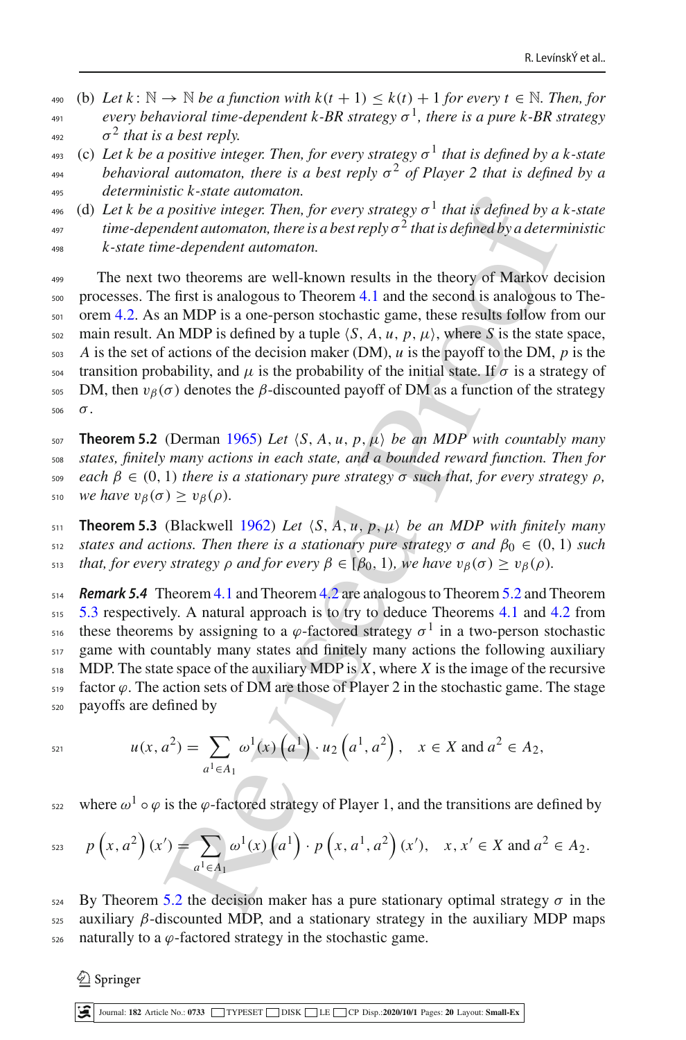(b) *Let $k : \mathbb{N} \to \mathbb{N}$ be a function with $k(t+1) \leq k(t) + 1$ for every $t \in \mathbb{N}$. Then, for every behavioral time-dependent k-BR strategy $\sigma^1$, there is a pure k-BR strategy $\sigma^2$ that is a best reply.*

(c) *Let k be a positive integer. Then, for every strategy $\sigma^1$ that is defined by a k-state behavioral automaton, there is a best reply $\sigma^2$ of Player 2 that is defined by a deterministic k-state automaton.*

(d) *Let k be a positive integer. Then, for every strategy $\sigma^1$ that is defined by a k-state time-dependent automaton, there is a best reply $\sigma^2$ that is defined by a deterministic k-state time-dependent automaton.*

The next two theorems are well-known results in the theory of Markov decision processes. The first is analogous to Theorem 4.1 and the second is analogous to Theorem 4.2. As an MDP is a one-person stochastic game, these results follow from our main result. An MDP is defined by a tuple $\langle S, A, u, p, \mu \rangle$, where $S$ is the state space, $A$ is the set of actions of the decision maker (DM), $u$ is the payoff to the DM, $p$ is the transition probability, and $\mu$ is the probability of the initial state. If $\sigma$ is a strategy of DM, then $v_\beta(\sigma)$ denotes the $\beta$-discounted payoff of DM as a function of the strategy $\sigma$.

**Theorem 5.2** (Derman 1965) *Let $\langle S, A, u, p, \mu \rangle$ be an MDP with countably many states, finitely many actions in each state, and a bounded reward function. Then for each $\beta \in (0, 1)$ there is a stationary pure strategy $\sigma$ such that, for every strategy $\rho$, we have $v_\beta(\sigma) \geq v_\beta(\rho)$.*

**Theorem 5.3** (Blackwell 1962) *Let $\langle S, A, u, p, \mu \rangle$ be an MDP with finitely many states and actions. Then there is a stationary pure strategy $\sigma$ and $\beta_0 \in (0, 1)$ such that, for every strategy $\rho$ and for every $\beta \in [\beta_0, 1)$, we have $v_\beta(\sigma) \geq v_\beta(\rho)$.*

***Remark 5.4*** Theorem 4.1 and Theorem 4.2 are analogous to Theorem 5.2 and Theorem 5.3 respectively. A natural approach is to try to deduce Theorems 4.1 and 4.2 from these theorems by assigning to a $\varphi$-factored strategy $\sigma^1$ in a two-person stochastic game with countably many states and finitely many actions the following auxiliary MDP. The state space of the auxiliary MDP is $X$, where $X$ is the image of the recursive factor $\varphi$. The action sets of DM are those of Player 2 in the stochastic game. The stage payoffs are defined by

$$u(x, a^2) = \sum_{a^1 \in A_1} \omega^1(x)\left(a^1\right) \cdot u_2\left(a^1, a^2\right), \quad x \in X \text{ and } a^2 \in A_2,$$

where $\omega^1 \circ \varphi$ is the $\varphi$-factored strategy of Player 1, and the transitions are defined by

$$p\left(x, a^2\right)(x') = \sum_{a^1 \in A_1} \omega^1(x)\left(a^1\right) \cdot p\left(x, a^1, a^2\right)(x'), \quad x, x' \in X \text{ and } a^2 \in A_2.$$

By Theorem 5.2 the decision maker has a pure stationary optimal strategy $\sigma$ in the auxiliary $\beta$-discounted MDP, and a stationary strategy in the auxiliary MDP maps naturally to a $\varphi$-factored strategy in the stochastic game.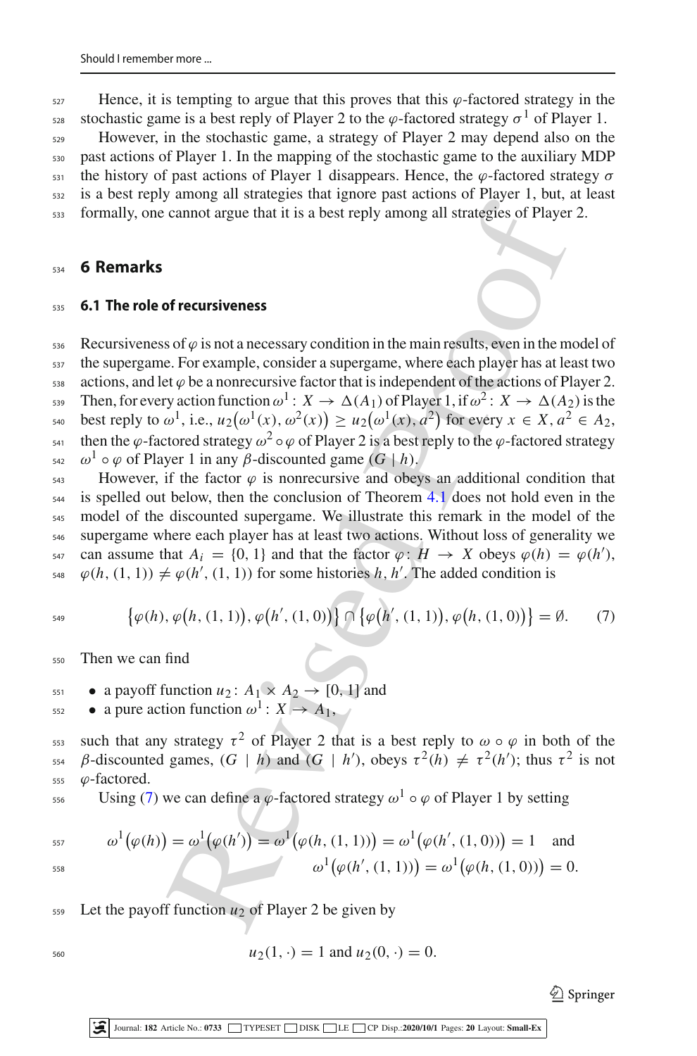Hence, it is tempting to argue that this proves that this $\varphi$-factored strategy in the stochastic game is a best reply of Player 2 to the $\varphi$-factored strategy $\sigma^1$ of Player 1.

However, in the stochastic game, a strategy of Player 2 may depend also on the past actions of Player 1. In the mapping of the stochastic game to the auxiliary MDP the history of past actions of Player 1 disappears. Hence, the $\varphi$-factored strategy $\sigma$ is a best reply among all strategies that ignore past actions of Player 1, but, at least formally, one cannot argue that it is a best reply among all strategies of Player 2.

## 6 Remarks

### 6.1 The role of recursiveness

Recursiveness of $\varphi$ is not a necessary condition in the main results, even in the model of the supergame. For example, consider a supergame, where each player has at least two actions, and let $\varphi$ be a nonrecursive factor that is independent of the actions of Player 2. Then, for every action function $\omega^1 : X \to \Delta(A_1)$ of Player 1, if $\omega^2 : X \to \Delta(A_2)$ is the best reply to $\omega^1$, i.e., $u_2\big(\omega^1(x), \omega^2(x)\big) \geq u_2\big(\omega^1(x), a^2\big)$ for every $x \in X, a^2 \in A_2$, then the $\varphi$-factored strategy $\omega^2 \circ \varphi$ of Player 2 is a best reply to the $\varphi$-factored strategy $\omega^1 \circ \varphi$ of Player 1 in any $\beta$-discounted game $(G \mid h)$.

However, if the factor $\varphi$ is nonrecursive and obeys an additional condition that is spelled out below, then the conclusion of Theorem 4.1 does not hold even in the model of the discounted supergame. We illustrate this remark in the model of the supergame where each player has at least two actions. Without loss of generality we can assume that $A_i = \{0, 1\}$ and that the factor $\varphi : H \to X$ obeys $\varphi(h) = \varphi(h')$, $\varphi(h, (1, 1)) \neq \varphi(h', (1, 1))$ for some histories $h, h'$. The added condition is

$$\big\{\varphi(h), \varphi\big(h, (1, 1)\big), \varphi\big(h', (1, 0)\big)\big\} \cap \big\{\varphi\big(h', (1, 1)\big), \varphi\big(h, (1, 0)\big)\big\} = \emptyset. \tag{7}$$

Then we can find

- a payoff function $u_2 : A_1 \times A_2 \to [0, 1]$ and
- a pure action function $\omega^1 : X \to A_1$,

such that any strategy $\tau^2$ of Player 2 that is a best reply to $\omega \circ \varphi$ in both of the $\beta$-discounted games, $(G \mid h)$ and $(G \mid h')$, obeys $\tau^2(h) \neq \tau^2(h')$; thus $\tau^2$ is not $\varphi$-factored.

Using (7) we can define a $\varphi$-factored strategy $\omega^1 \circ \varphi$ of Player 1 by setting

$$\omega^1\big(\varphi(h)\big) = \omega^1\big(\varphi(h')\big) = \omega^1\big(\varphi(h, (1, 1))\big) = \omega^1\big(\varphi(h', (1, 0))\big) = 1 \quad \text{and}$$
$$\omega^1\big(\varphi(h', (1, 1))\big) = \omega^1\big(\varphi(h, (1, 0))\big) = 0.$$

Let the payoff function $u_2$ of Player 2 be given by

$$u_2(1, \cdot) = 1 \text{ and } u_2(0, \cdot) = 0.$$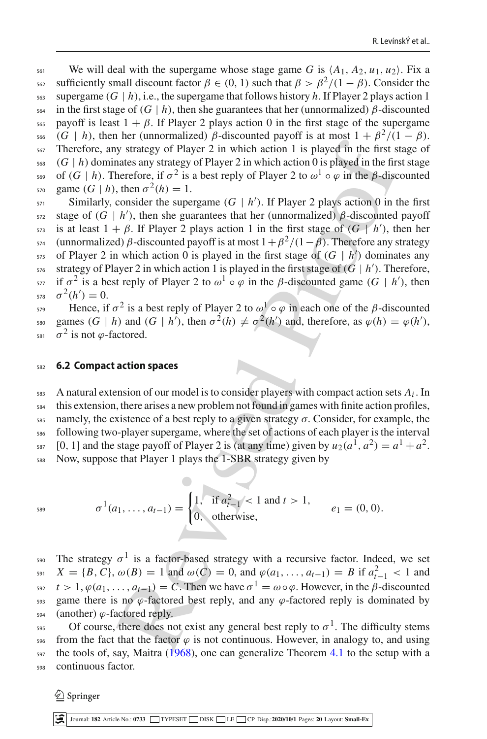We will deal with the supergame whose stage game $G$ is $\langle A_1, A_2, u_1, u_2\rangle$. Fix a sufficiently small discount factor $\beta \in (0, 1)$ such that $\beta > \beta^2/(1-\beta)$. Consider the supergame $(G \mid h)$, i.e., the supergame that follows history $h$. If Player 2 plays action 1 in the first stage of $(G \mid h)$, then she guarantees that her (unnormalized) $\beta$-discounted payoff is least $1 + \beta$. If Player 2 plays action 0 in the first stage of the supergame $(G \mid h)$, then her (unnormalized) $\beta$-discounted payoff is at most $1 + \beta^2/(1-\beta)$. Therefore, any strategy of Player 2 in which action 1 is played in the first stage of $(G \mid h)$ dominates any strategy of Player 2 in which action 0 is played in the first stage of $(G \mid h)$. Therefore, if $\sigma^2$ is a best reply of Player 2 to $\omega^1 \circ \varphi$ in the $\beta$-discounted game $(G \mid h)$, then $\sigma^2(h) = 1$.

Similarly, consider the supergame $(G \mid h')$. If Player 2 plays action 0 in the first stage of $(G \mid h')$, then she guarantees that her (unnormalized) $\beta$-discounted payoff is at least $1 + \beta$. If Player 2 plays action 1 in the first stage of $(G \mid h')$, then her (unnormalized) $\beta$-discounted payoff is at most $1+\beta^2/(1-\beta)$. Therefore any strategy of Player 2 in which action 0 is played in the first stage of $(G \mid h')$ dominates any strategy of Player 2 in which action 1 is played in the first stage of $(G \mid h')$. Therefore, if $\sigma^2$ is a best reply of Player 2 to $\omega^1 \circ \varphi$ in the $\beta$-discounted game $(G \mid h')$, then $\sigma^2(h') = 0$.

Hence, if $\sigma^2$ is a best reply of Player 2 to $\omega^1 \circ \varphi$ in each one of the $\beta$-discounted games $(G \mid h)$ and $(G \mid h')$, then $\sigma^2(h) \neq \sigma^2(h')$ and, therefore, as $\varphi(h) = \varphi(h')$, $\sigma^2$ is not $\varphi$-factored.

### 6.2 Compact action spaces

A natural extension of our model is to consider players with compact action sets $A_i$. In this extension, there arises a new problem not found in games with finite action profiles, namely, the existence of a best reply to a given strategy $\sigma$. Consider, for example, the following two-player supergame, where the set of actions of each player is the interval $[0, 1]$ and the stage payoff of Player 2 is (at any time) given by $u_2(a^1, a^2) = a^1 + a^2$. Now, suppose that Player 1 plays the 1-SBR strategy given by

$$\sigma^1(a_1, \ldots, a_{t-1}) = \begin{cases} 1, & \text{if } a_{t-1}^2 < 1 \text{ and } t > 1, \\ 0, & \text{otherwise}, \end{cases} \qquad e_1 = (0, 0).$$

The strategy $\sigma^1$ is a factor-based strategy with a recursive factor. Indeed, we set $X = \{B, C\}$, $\omega(B) = 1$ and $\omega(C) = 0$, and $\varphi(a_1, \ldots, a_{t-1}) = B$ if $a_{t-1}^2 < 1$ and $t > 1$, $\varphi(a_1, \ldots, a_{t-1}) = C$. Then we have $\sigma^1 = \omega \circ \varphi$. However, in the $\beta$-discounted game there is no $\varphi$-factored best reply, and any $\varphi$-factored reply is dominated by (another) $\varphi$-factored reply.

Of course, there does not exist any general best reply to $\sigma^1$. The difficulty stems from the fact that the factor $\varphi$ is not continuous. However, in analogy to, and using the tools of, say, Maitra (1968), one can generalize Theorem 4.1 to the setup with a continuous factor.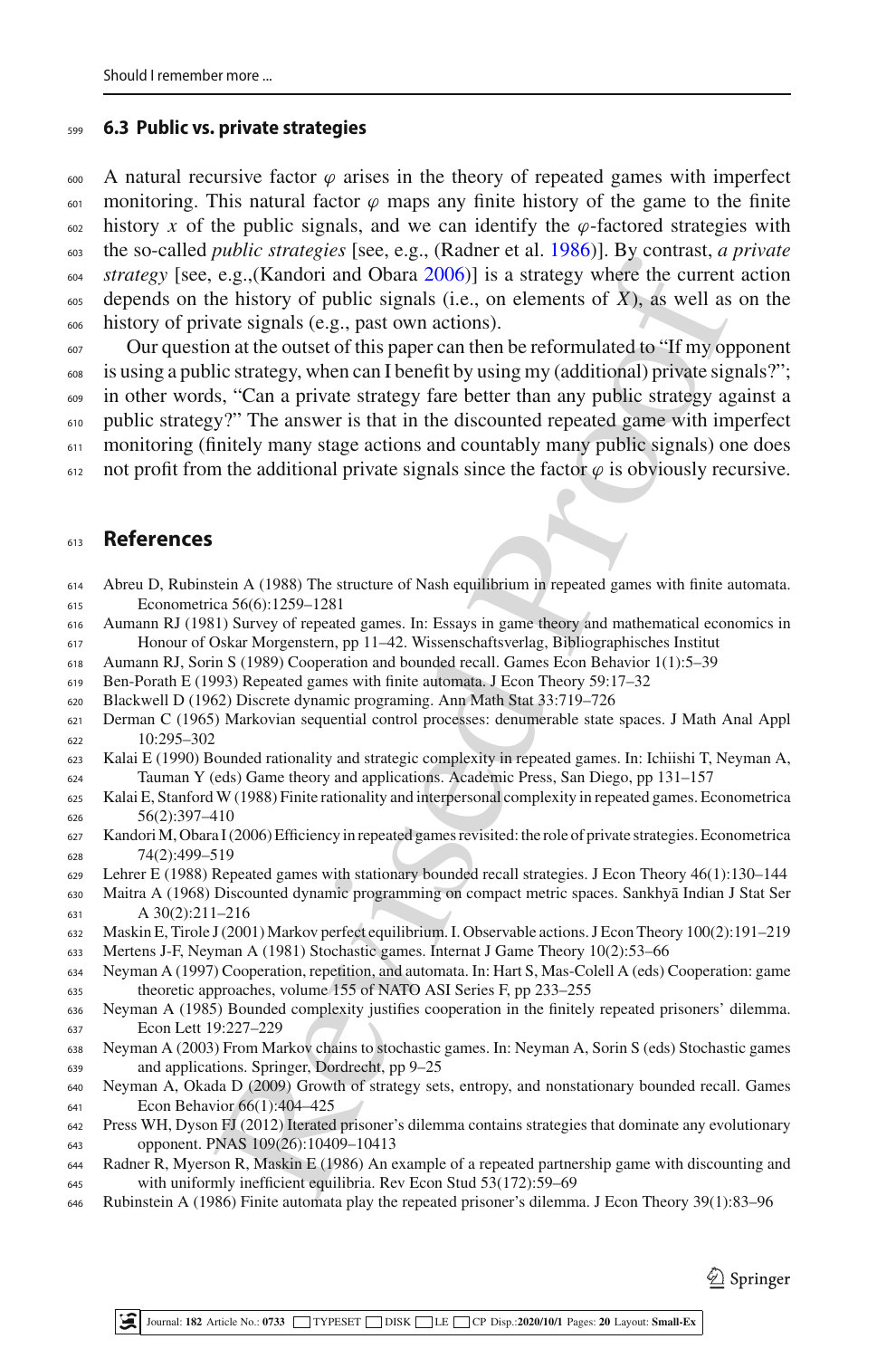### 6.3 Public vs. private strategies

A natural recursive factor $\varphi$ arises in the theory of repeated games with imperfect monitoring. This natural factor $\varphi$ maps any finite history of the game to the finite history $x$ of the public signals, and we can identify the $\varphi$-factored strategies with the so-called *public strategies* [see, e.g., (Radner et al. 1986)]. By contrast, *a private strategy* [see, e.g.,(Kandori and Obara 2006)] is a strategy where the current action depends on the history of public signals (i.e., on elements of $X$), as well as on the history of private signals (e.g., past own actions).

Our question at the outset of this paper can then be reformulated to "If my opponent is using a public strategy, when can I benefit by using my (additional) private signals?"; in other words, "Can a private strategy fare better than any public strategy against a public strategy?" The answer is that in the discounted repeated game with imperfect monitoring (finitely many stage actions and countably many public signals) one does not profit from the additional private signals since the factor $\varphi$ is obviously recursive.

## References

Abreu D, Rubinstein A (1988) The structure of Nash equilibrium in repeated games with finite automata. Econometrica 56(6):1259–1281

Aumann RJ (1981) Survey of repeated games. In: Essays in game theory and mathematical economics in Honour of Oskar Morgenstern, pp 11–42. Wissenschaftsverlag, Bibliographisches Institut

Aumann RJ, Sorin S (1989) Cooperation and bounded recall. Games Econ Behavior 1(1):5–39

Ben-Porath E (1993) Repeated games with finite automata. J Econ Theory 59:17–32

Blackwell D (1962) Discrete dynamic programing. Ann Math Stat 33:719–726

Derman C (1965) Markovian sequential control processes: denumerable state spaces. J Math Anal Appl 10:295–302

Kalai E (1990) Bounded rationality and strategic complexity in repeated games. In: Ichiishi T, Neyman A, Tauman Y (eds) Game theory and applications. Academic Press, San Diego, pp 131–157

Kalai E, Stanford W (1988) Finite rationality and interpersonal complexity in repeated games. Econometrica 56(2):397–410

Kandori M, Obara I (2006) Efficiency in repeated games revisited: the role of private strategies. Econometrica 74(2):499–519

Lehrer E (1988) Repeated games with stationary bounded recall strategies. J Econ Theory 46(1):130–144

Maitra A (1968) Discounted dynamic programming on compact metric spaces. Sankhyā Indian J Stat Ser A 30(2):211–216

Maskin E, Tirole J (2001) Markov perfect equilibrium. I. Observable actions. J Econ Theory 100(2):191–219

Mertens J-F, Neyman A (1981) Stochastic games. Internat J Game Theory 10(2):53–66

Neyman A (1997) Cooperation, repetition, and automata. In: Hart S, Mas-Colell A (eds) Cooperation: game theoretic approaches, volume 155 of NATO ASI Series F, pp 233–255

Neyman A (1985) Bounded complexity justifies cooperation in the finitely repeated prisoners' dilemma. Econ Lett 19:227–229

Neyman A (2003) From Markov chains to stochastic games. In: Neyman A, Sorin S (eds) Stochastic games and applications. Springer, Dordrecht, pp 9–25

Neyman A, Okada D (2009) Growth of strategy sets, entropy, and nonstationary bounded recall. Games Econ Behavior 66(1):404–425

Press WH, Dyson FJ (2012) Iterated prisoner's dilemma contains strategies that dominate any evolutionary opponent. PNAS 109(26):10409–10413

Radner R, Myerson R, Maskin E (1986) An example of a repeated partnership game with discounting and with uniformly inefficient equilibria. Rev Econ Stud 53(172):59–69

Rubinstein A (1986) Finite automata play the repeated prisoner's dilemma. J Econ Theory 39(1):83–96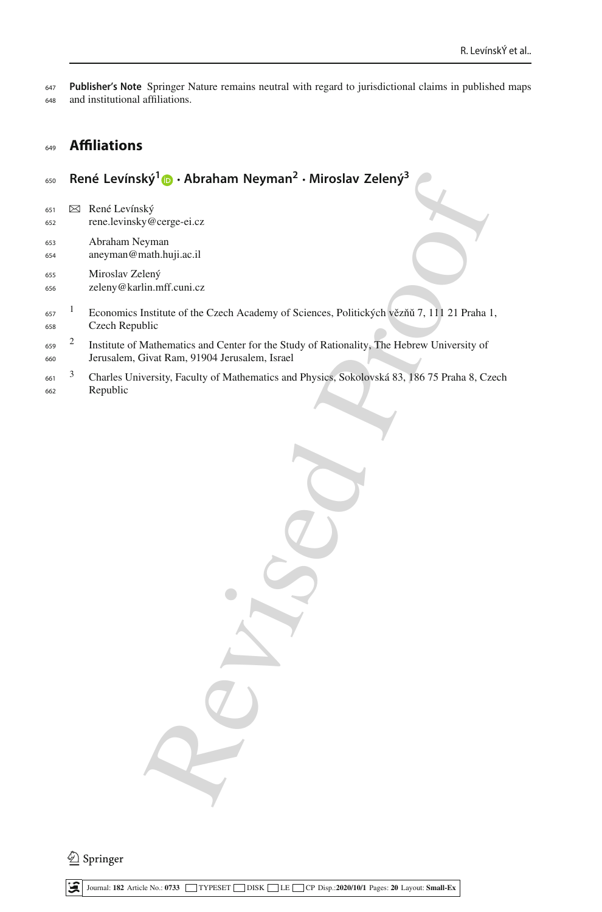**Publisher's Note** Springer Nature remains neutral with regard to jurisdictional claims in published maps and institutional affiliations.

## Affiliations

**René Levínský[1] · Abraham Neyman[2] · Miroslav Zelený[3]**

✉ René Levínský
rene.levinsky@cerge-ei.cz

Abraham Neyman
aneyman@math.huji.ac.il

Miroslav Zelený
zeleny@karlin.mff.cuni.cz

[1] Economics Institute of the Czech Academy of Sciences, Politických vězňů 7, 111 21 Praha 1, Czech Republic

[2] Institute of Mathematics and Center for the Study of Rationality, The Hebrew University of Jerusalem, Givat Ram, 91904 Jerusalem, Israel

[3] Charles University, Faculty of Mathematics and Physics, Sokolovská 83, 186 75 Praha 8, Czech Republic